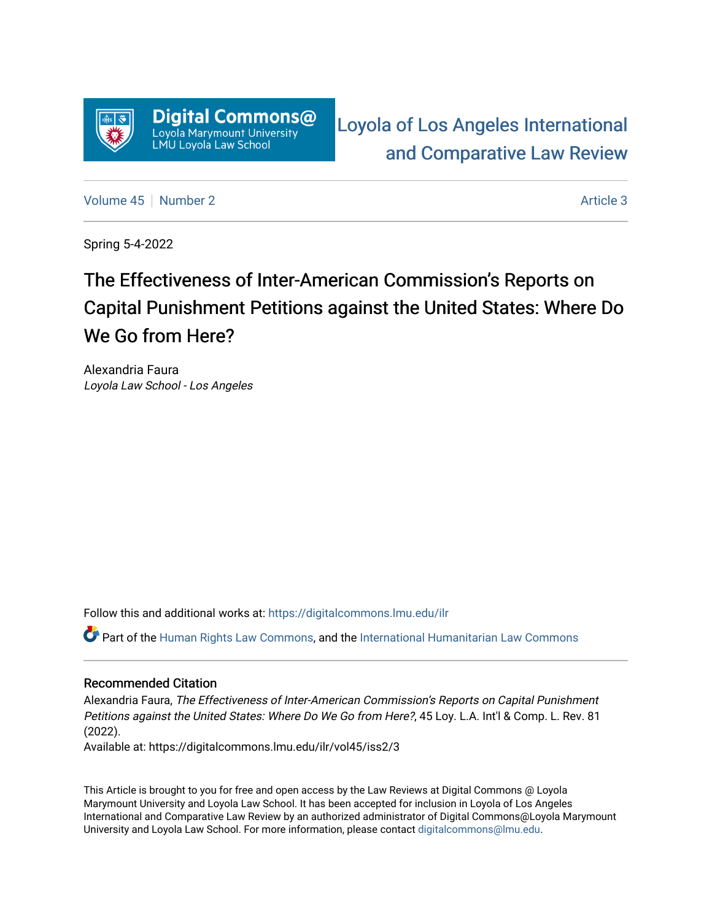Digital Commons@ Loyola Marymount University LMU Loyola Law School

Loyola of Los Angeles International and Comparative Law Review

Volume 45 | Number 2 — Article 3

Spring 5-4-2022

# The Effectiveness of Inter-American Commission's Reports on Capital Punishment Petitions against the United States: Where Do We Go from Here?

Alexandria Faura
*Loyola Law School - Los Angeles*

Follow this and additional works at: https://digitalcommons.lmu.edu/ilr

Part of the Human Rights Law Commons, and the International Humanitarian Law Commons

## Recommended Citation

Alexandria Faura, *The Effectiveness of Inter-American Commission's Reports on Capital Punishment Petitions against the United States: Where Do We Go from Here?*, 45 Loy. L.A. Int'l & Comp. L. Rev. 81 (2022).
Available at: https://digitalcommons.lmu.edu/ilr/vol45/iss2/3

This Article is brought to you for free and open access by the Law Reviews at Digital Commons @ Loyola Marymount University and Loyola Law School. It has been accepted for inclusion in Loyola of Los Angeles International and Comparative Law Review by an authorized administrator of Digital Commons@Loyola Marymount University and Loyola Law School. For more information, please contact digitalcommons@lmu.edu.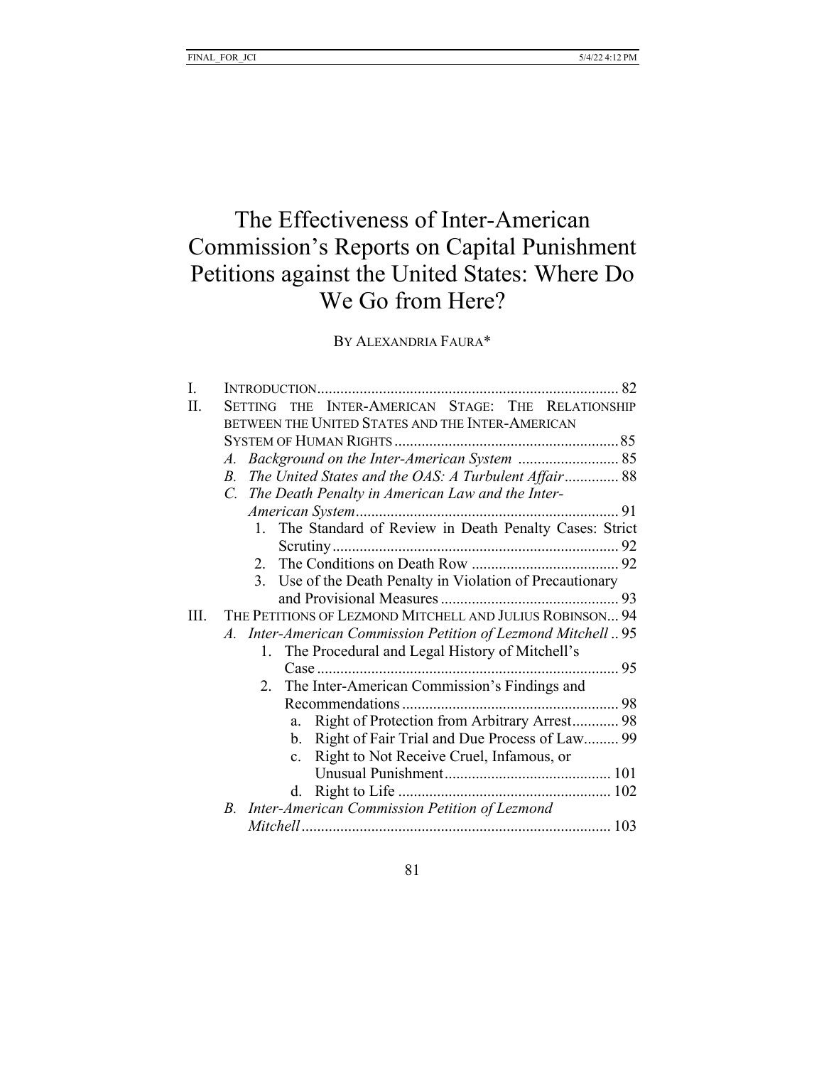# The Effectiveness of Inter-American Commission's Reports on Capital Punishment Petitions against the United States: Where Do We Go from Here?

BY ALEXANDRIA FAURA*

I. INTRODUCTION .......... 82

II. SETTING THE INTER-AMERICAN STAGE: THE RELATIONSHIP BETWEEN THE UNITED STATES AND THE INTER-AMERICAN SYSTEM OF HUMAN RIGHTS .......... 85

- *A. Background on the Inter-American System* .......... 85
- *B. The United States and the OAS: A Turbulent Affair* .......... 88
- *C. The Death Penalty in American Law and the Inter-American System* .......... 91
  1. The Standard of Review in Death Penalty Cases: Strict Scrutiny .......... 92
  2. The Conditions on Death Row .......... 92
  3. Use of the Death Penalty in Violation of Precautionary and Provisional Measures .......... 93

III. THE PETITIONS OF LEZMOND MITCHELL AND JULIUS ROBINSON ... 94

- *A. Inter-American Commission Petition of Lezmond Mitchell* .. 95
  1. The Procedural and Legal History of Mitchell's Case .......... 95
  2. The Inter-American Commission's Findings and Recommendations .......... 98
     - a. Right of Protection from Arbitrary Arrest .......... 98
     - b. Right of Fair Trial and Due Process of Law .......... 99
     - c. Right to Not Receive Cruel, Infamous, or Unusual Punishment .......... 101
     - d. Right to Life .......... 102
- *B. Inter-American Commission Petition of Lezmond Mitchell* .......... 103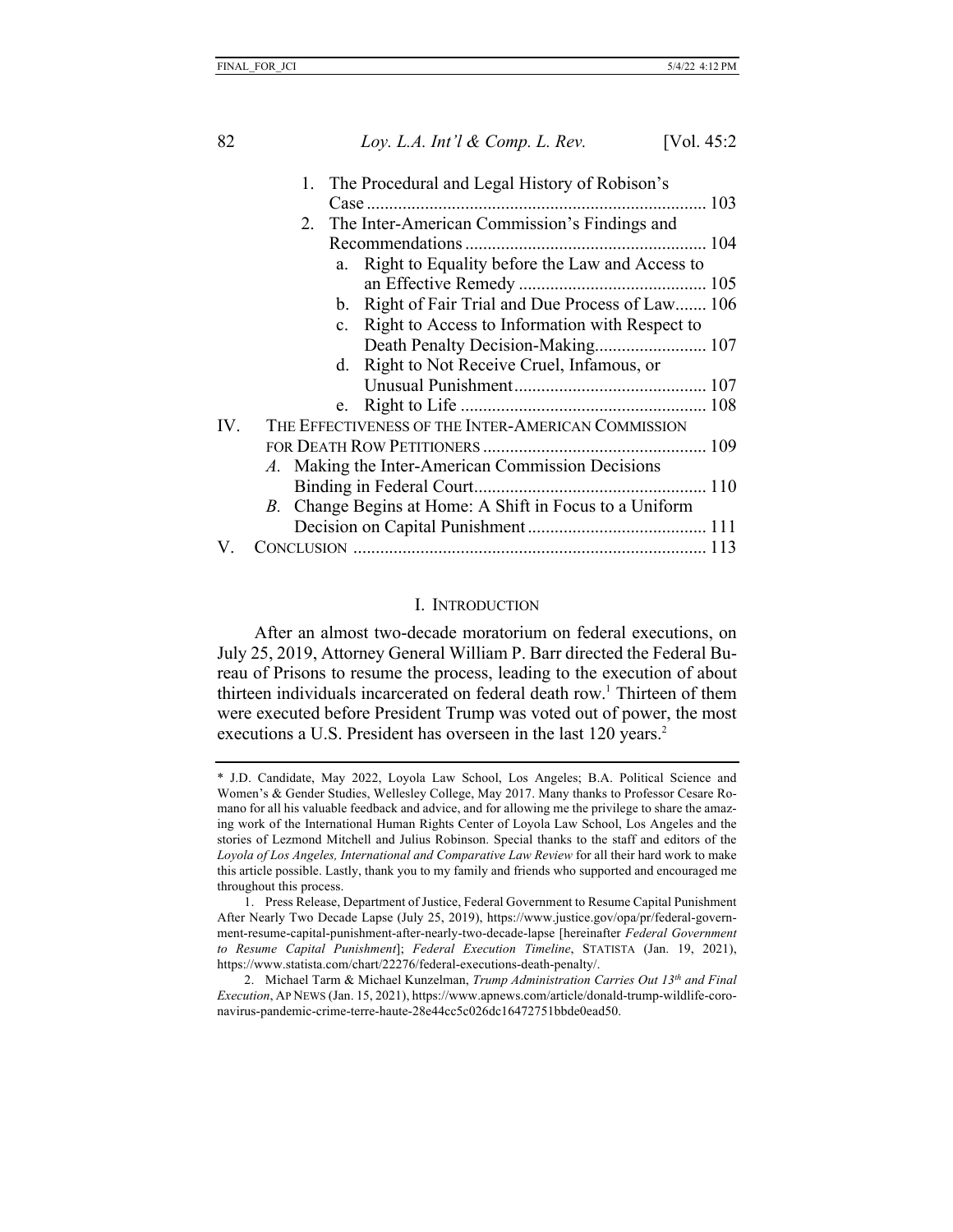1. The Procedural and Legal History of Robison's Case ............ 103
2. The Inter-American Commission's Findings and Recommendations ............ 104
   a. Right to Equality before the Law and Access to an Effective Remedy ............ 105
   b. Right of Fair Trial and Due Process of Law ....... 106
   c. Right to Access to Information with Respect to Death Penalty Decision-Making ............ 107
   d. Right to Not Receive Cruel, Infamous, or Unusual Punishment ............ 107
   e. Right to Life ............ 108

IV. THE EFFECTIVENESS OF THE INTER-AMERICAN COMMISSION FOR DEATH ROW PETITIONERS ............ 109
   *A.* Making the Inter-American Commission Decisions Binding in Federal Court ............ 110
   *B.* Change Begins at Home: A Shift in Focus to a Uniform Decision on Capital Punishment ............ 111

V. CONCLUSION ............ 113

# I. INTRODUCTION

After an almost two-decade moratorium on federal executions, on July 25, 2019, Attorney General William P. Barr directed the Federal Bureau of Prisons to resume the process, leading to the execution of about thirteen individuals incarcerated on federal death row.[1] Thirteen of them were executed before President Trump was voted out of power, the most executions a U.S. President has overseen in the last 120 years.[2]

---

\* J.D. Candidate, May 2022, Loyola Law School, Los Angeles; B.A. Political Science and Women's & Gender Studies, Wellesley College, May 2017. Many thanks to Professor Cesare Romano for all his valuable feedback and advice, and for allowing me the privilege to share the amazing work of the International Human Rights Center of Loyola Law School, Los Angeles and the stories of Lezmond Mitchell and Julius Robinson. Special thanks to the staff and editors of the *Loyola of Los Angeles, International and Comparative Law Review* for all their hard work to make this article possible. Lastly, thank you to my family and friends who supported and encouraged me throughout this process.

1. Press Release, Department of Justice, Federal Government to Resume Capital Punishment After Nearly Two Decade Lapse (July 25, 2019), https://www.justice.gov/opa/pr/federal-government-resume-capital-punishment-after-nearly-two-decade-lapse [hereinafter *Federal Government to Resume Capital Punishment*]; *Federal Execution Timeline*, STATISTA (Jan. 19, 2021), https://www.statista.com/chart/22276/federal-executions-death-penalty/.

2. Michael Tarm & Michael Kunzelman, *Trump Administration Carries Out 13th and Final Execution*, AP NEWS (Jan. 15, 2021), https://www.apnews.com/article/donald-trump-wildlife-coronavirus-pandemic-crime-terre-haute-28e44cc5c026dc16472751bbde0ead50.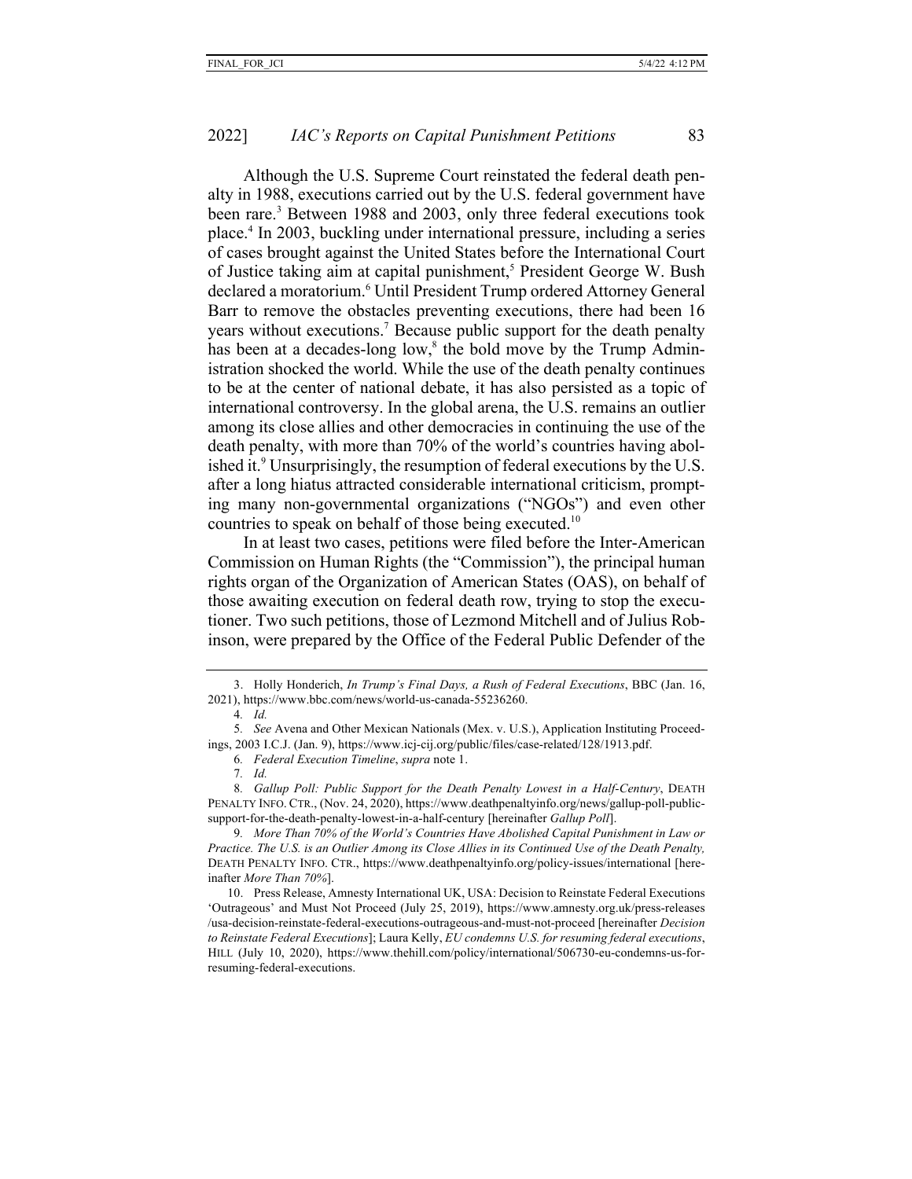Although the U.S. Supreme Court reinstated the federal death penalty in 1988, executions carried out by the U.S. federal government have been rare.[3] Between 1988 and 2003, only three federal executions took place.[4] In 2003, buckling under international pressure, including a series of cases brought against the United States before the International Court of Justice taking aim at capital punishment,[5] President George W. Bush declared a moratorium.[6] Until President Trump ordered Attorney General Barr to remove the obstacles preventing executions, there had been 16 years without executions.[7] Because public support for the death penalty has been at a decades-long low,[8] the bold move by the Trump Administration shocked the world. While the use of the death penalty continues to be at the center of national debate, it has also persisted as a topic of international controversy. In the global arena, the U.S. remains an outlier among its close allies and other democracies in continuing the use of the death penalty, with more than 70% of the world's countries having abolished it.[9] Unsurprisingly, the resumption of federal executions by the U.S. after a long hiatus attracted considerable international criticism, prompting many non-governmental organizations ("NGOs") and even other countries to speak on behalf of those being executed.[10]

In at least two cases, petitions were filed before the Inter-American Commission on Human Rights (the "Commission"), the principal human rights organ of the Organization of American States (OAS), on behalf of those awaiting execution on federal death row, trying to stop the executioner. Two such petitions, those of Lezmond Mitchell and of Julius Robinson, were prepared by the Office of the Federal Public Defender of the

---

3. Holly Honderich, *In Trump's Final Days, a Rush of Federal Executions*, BBC (Jan. 16, 2021), https://www.bbc.com/news/world-us-canada-55236260.

4. *Id.*

5. *See* Avena and Other Mexican Nationals (Mex. v. U.S.), Application Instituting Proceedings, 2003 I.C.J. (Jan. 9), https://www.icj-cij.org/public/files/case-related/128/1913.pdf.

6. *Federal Execution Timeline*, *supra* note 1.

7. *Id.*

8. *Gallup Poll: Public Support for the Death Penalty Lowest in a Half-Century*, DEATH PENALTY INFO. CTR., (Nov. 24, 2020), https://www.deathpenaltyinfo.org/news/gallup-poll-public-support-for-the-death-penalty-lowest-in-a-half-century [hereinafter *Gallup Poll*].

9. *More Than 70% of the World's Countries Have Abolished Capital Punishment in Law or Practice. The U.S. is an Outlier Among its Close Allies in its Continued Use of the Death Penalty,* DEATH PENALTY INFO. CTR., https://www.deathpenaltyinfo.org/policy-issues/international [hereinafter *More Than 70%*].

10. Press Release, Amnesty International UK, USA: Decision to Reinstate Federal Executions 'Outrageous' and Must Not Proceed (July 25, 2019), https://www.amnesty.org.uk/press-releases/usa-decision-reinstate-federal-executions-outrageous-and-must-not-proceed [hereinafter *Decision to Reinstate Federal Executions*]; Laura Kelly, *EU condemns U.S. for resuming federal executions*, HILL (July 10, 2020), https://www.thehill.com/policy/international/506730-eu-condemns-us-for-resuming-federal-executions.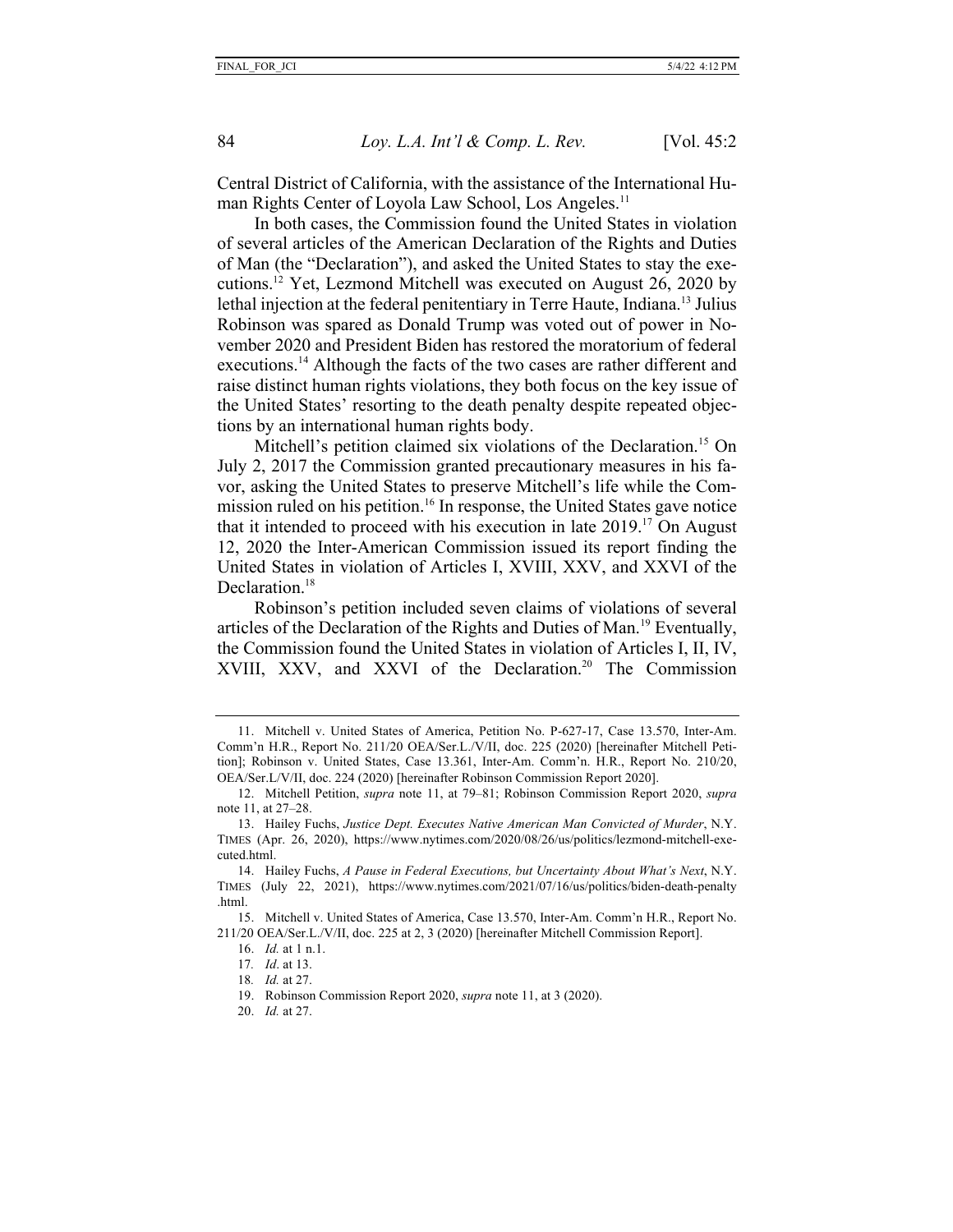Central District of California, with the assistance of the International Human Rights Center of Loyola Law School, Los Angeles.[11]

In both cases, the Commission found the United States in violation of several articles of the American Declaration of the Rights and Duties of Man (the "Declaration"), and asked the United States to stay the executions.[12] Yet, Lezmond Mitchell was executed on August 26, 2020 by lethal injection at the federal penitentiary in Terre Haute, Indiana.[13] Julius Robinson was spared as Donald Trump was voted out of power in November 2020 and President Biden has restored the moratorium of federal executions.[14] Although the facts of the two cases are rather different and raise distinct human rights violations, they both focus on the key issue of the United States' resorting to the death penalty despite repeated objections by an international human rights body.

Mitchell's petition claimed six violations of the Declaration.[15] On July 2, 2017 the Commission granted precautionary measures in his favor, asking the United States to preserve Mitchell's life while the Commission ruled on his petition.[16] In response, the United States gave notice that it intended to proceed with his execution in late 2019.[17] On August 12, 2020 the Inter-American Commission issued its report finding the United States in violation of Articles I, XVIII, XXV, and XXVI of the Declaration.[18]

Robinson's petition included seven claims of violations of several articles of the Declaration of the Rights and Duties of Man.[19] Eventually, the Commission found the United States in violation of Articles I, II, IV, XVIII, XXV, and XXVI of the Declaration.[20] The Commission

---

11. Mitchell v. United States of America, Petition No. P-627-17, Case 13.570, Inter-Am. Comm'n H.R., Report No. 211/20 OEA/Ser.L./V/II, doc. 225 (2020) [hereinafter Mitchell Petition]; Robinson v. United States, Case 13.361, Inter-Am. Comm'n. H.R., Report No. 210/20, OEA/Ser.L/V/II, doc. 224 (2020) [hereinafter Robinson Commission Report 2020].

12. Mitchell Petition, *supra* note 11, at 79–81; Robinson Commission Report 2020, *supra* note 11, at 27–28.

13. Hailey Fuchs, *Justice Dept. Executes Native American Man Convicted of Murder*, N.Y. TIMES (Apr. 26, 2020), https://www.nytimes.com/2020/08/26/us/politics/lezmond-mitchell-executed.html.

14. Hailey Fuchs, *A Pause in Federal Executions, but Uncertainty About What's Next*, N.Y. TIMES (July 22, 2021), https://www.nytimes.com/2021/07/16/us/politics/biden-death-penalty.html.

15. Mitchell v. United States of America, Case 13.570, Inter-Am. Comm'n H.R., Report No. 211/20 OEA/Ser.L./V/II, doc. 225 at 2, 3 (2020) [hereinafter Mitchell Commission Report].

16. *Id.* at 1 n.1.

17. *Id*. at 13.

18. *Id.* at 27.

19. Robinson Commission Report 2020, *supra* note 11, at 3 (2020).

20. *Id.* at 27.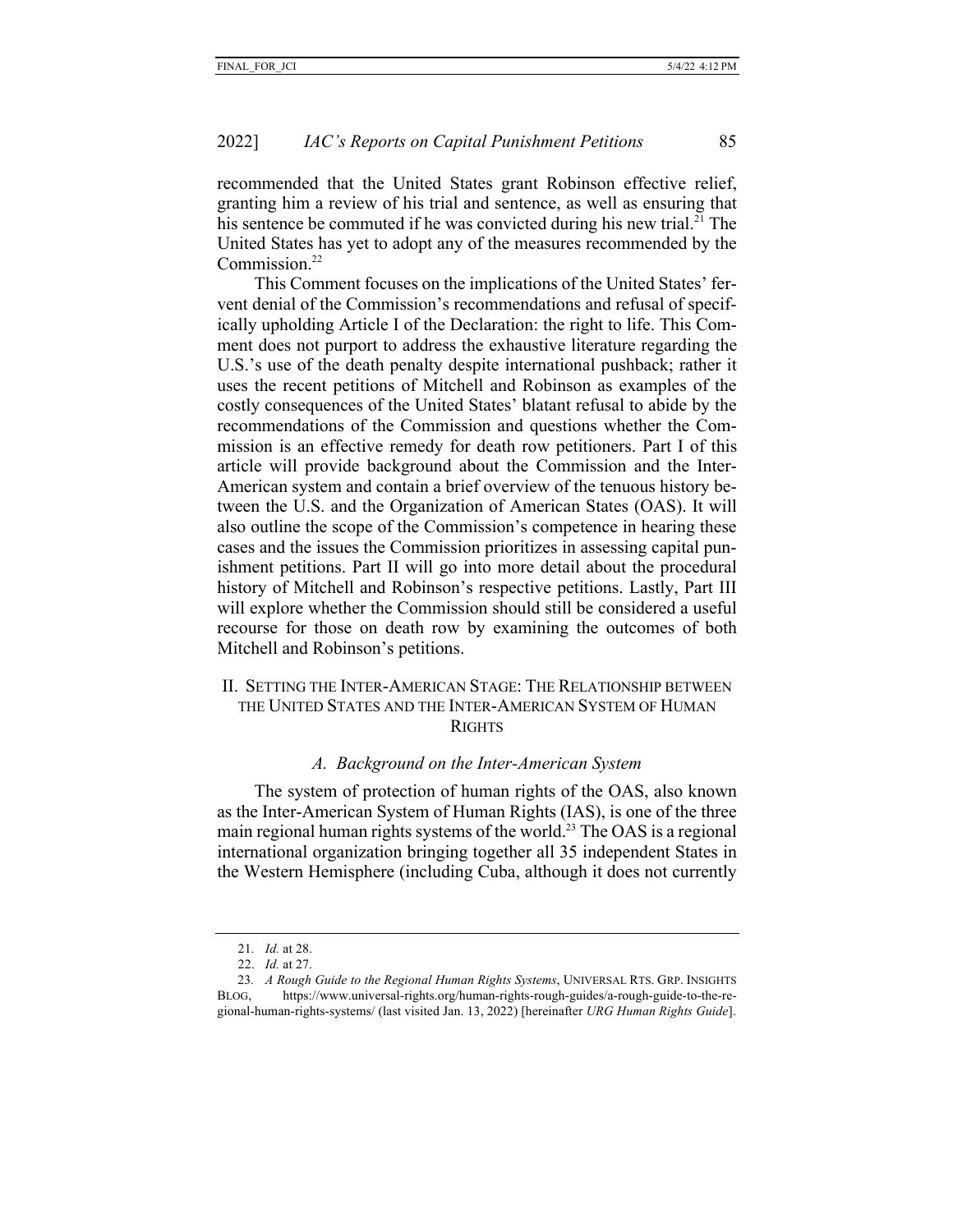recommended that the United States grant Robinson effective relief, granting him a review of his trial and sentence, as well as ensuring that his sentence be commuted if he was convicted during his new trial.[21] The United States has yet to adopt any of the measures recommended by the Commission.[22]

This Comment focuses on the implications of the United States' fervent denial of the Commission's recommendations and refusal of specifically upholding Article I of the Declaration: the right to life. This Comment does not purport to address the exhaustive literature regarding the U.S.'s use of the death penalty despite international pushback; rather it uses the recent petitions of Mitchell and Robinson as examples of the costly consequences of the United States' blatant refusal to abide by the recommendations of the Commission and questions whether the Commission is an effective remedy for death row petitioners. Part I of this article will provide background about the Commission and the Inter-American system and contain a brief overview of the tenuous history between the U.S. and the Organization of American States (OAS). It will also outline the scope of the Commission's competence in hearing these cases and the issues the Commission prioritizes in assessing capital punishment petitions. Part II will go into more detail about the procedural history of Mitchell and Robinson's respective petitions. Lastly, Part III will explore whether the Commission should still be considered a useful recourse for those on death row by examining the outcomes of both Mitchell and Robinson's petitions.

## II. Setting the Inter-American Stage: The Relationship between the United States and the Inter-American System of Human Rights

### *A. Background on the Inter-American System*

The system of protection of human rights of the OAS, also known as the Inter-American System of Human Rights (IAS), is one of the three main regional human rights systems of the world.[23] The OAS is a regional international organization bringing together all 35 independent States in the Western Hemisphere (including Cuba, although it does not currently

---

21. *Id.* at 28.

22. *Id.* at 27.

23. *A Rough Guide to the Regional Human Rights Systems*, UNIVERSAL RTS. GRP. INSIGHTS BLOG, https://www.universal-rights.org/human-rights-rough-guides/a-rough-guide-to-the-regional-human-rights-systems/ (last visited Jan. 13, 2022) [hereinafter *URG Human Rights Guide*].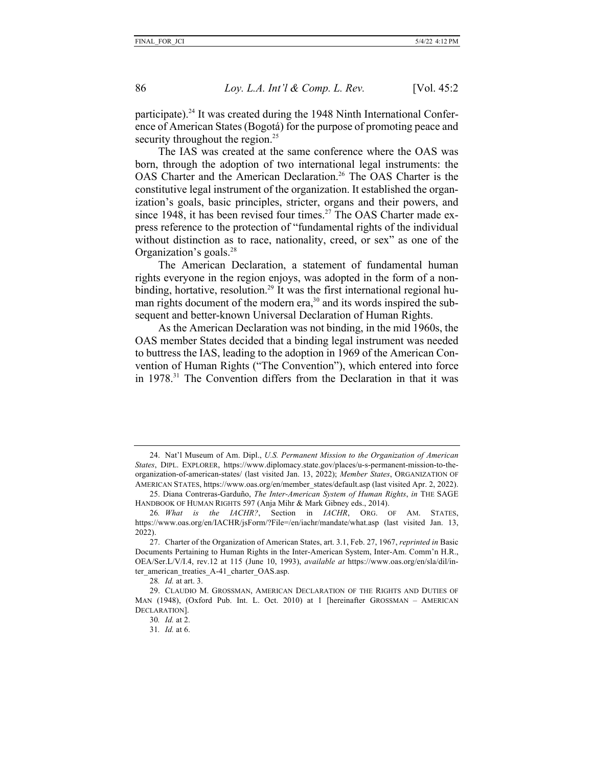participate).[24] It was created during the 1948 Ninth International Conference of American States (Bogotá) for the purpose of promoting peace and security throughout the region.[25]

The IAS was created at the same conference where the OAS was born, through the adoption of two international legal instruments: the OAS Charter and the American Declaration.[26] The OAS Charter is the constitutive legal instrument of the organization. It established the organization's goals, basic principles, stricter, organs and their powers, and since 1948, it has been revised four times.[27] The OAS Charter made express reference to the protection of "fundamental rights of the individual without distinction as to race, nationality, creed, or sex" as one of the Organization's goals.[28]

The American Declaration, a statement of fundamental human rights everyone in the region enjoys, was adopted in the form of a non-binding, hortative, resolution.[29] It was the first international regional human rights document of the modern era,[30] and its words inspired the subsequent and better-known Universal Declaration of Human Rights.

As the American Declaration was not binding, in the mid 1960s, the OAS member States decided that a binding legal instrument was needed to buttress the IAS, leading to the adoption in 1969 of the American Convention of Human Rights ("The Convention"), which entered into force in 1978.[31] The Convention differs from the Declaration in that it was

---

24. Nat'l Museum of Am. Dipl., *U.S. Permanent Mission to the Organization of American States*, DIPL. EXPLORER, https://www.diplomacy.state.gov/places/u-s-permanent-mission-to-the-organization-of-american-states/ (last visited Jan. 13, 2022); *Member States*, ORGANIZATION OF AMERICAN STATES, https://www.oas.org/en/member_states/default.asp (last visited Apr. 2, 2022).

25. Diana Contreras-Garduño, *The Inter-American System of Human Rights*, *in* THE SAGE HANDBOOK OF HUMAN RIGHTS 597 (Anja Mihr & Mark Gibney eds., 2014).

26. *What is the IACHR?*, Section in *IACHR*, ORG. OF AM. STATES, https://www.oas.org/en/IACHR/jsForm/?File=/en/iachr/mandate/what.asp (last visited Jan. 13, 2022).

27. Charter of the Organization of American States, art. 3.1, Feb. 27, 1967, *reprinted in* Basic Documents Pertaining to Human Rights in the Inter-American System, Inter-Am. Comm'n H.R., OEA/Ser.L/V/I.4, rev.12 at 115 (June 10, 1993), *available at* https://www.oas.org/en/sla/dil/inter_american_treaties_A-41_charter_OAS.asp.

28. *Id.* at art. 3.

29. CLAUDIO M. GROSSMAN, AMERICAN DECLARATION OF THE RIGHTS AND DUTIES OF MAN (1948), (Oxford Pub. Int. L. Oct. 2010) at 1 [hereinafter GROSSMAN – AMERICAN DECLARATION].

30. *Id.* at 2.

31. *Id.* at 6.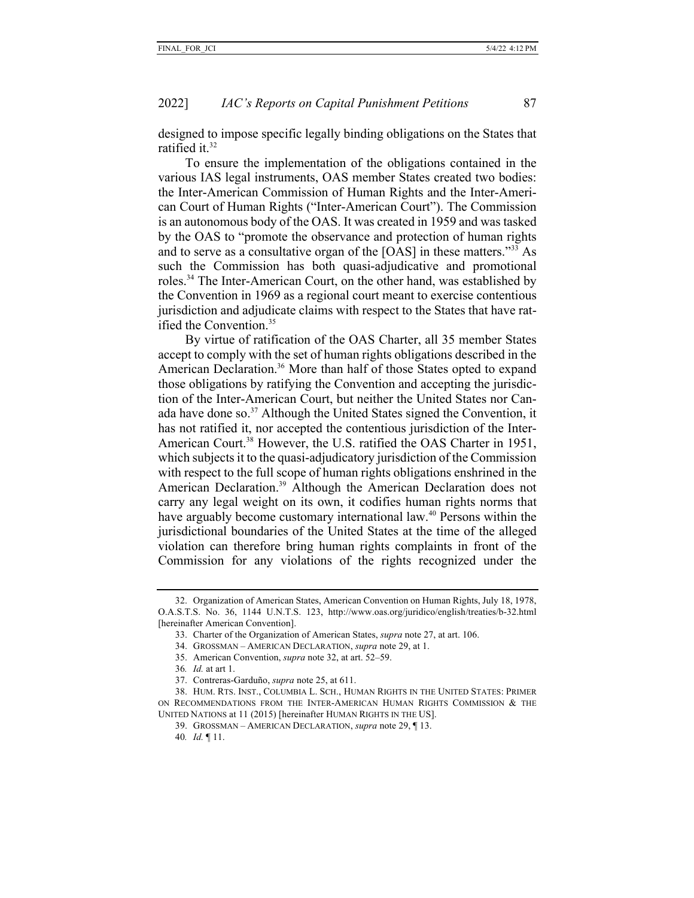designed to impose specific legally binding obligations on the States that ratified it.[32]

To ensure the implementation of the obligations contained in the various IAS legal instruments, OAS member States created two bodies: the Inter-American Commission of Human Rights and the Inter-American Court of Human Rights ("Inter-American Court"). The Commission is an autonomous body of the OAS. It was created in 1959 and was tasked by the OAS to "promote the observance and protection of human rights and to serve as a consultative organ of the [OAS] in these matters."[33] As such the Commission has both quasi-adjudicative and promotional roles.[34] The Inter-American Court, on the other hand, was established by the Convention in 1969 as a regional court meant to exercise contentious jurisdiction and adjudicate claims with respect to the States that have ratified the Convention.[35]

By virtue of ratification of the OAS Charter, all 35 member States accept to comply with the set of human rights obligations described in the American Declaration.[36] More than half of those States opted to expand those obligations by ratifying the Convention and accepting the jurisdiction of the Inter-American Court, but neither the United States nor Canada have done so.[37] Although the United States signed the Convention, it has not ratified it, nor accepted the contentious jurisdiction of the Inter-American Court.[38] However, the U.S. ratified the OAS Charter in 1951, which subjects it to the quasi-adjudicatory jurisdiction of the Commission with respect to the full scope of human rights obligations enshrined in the American Declaration.[39] Although the American Declaration does not carry any legal weight on its own, it codifies human rights norms that have arguably become customary international law.[40] Persons within the jurisdictional boundaries of the United States at the time of the alleged violation can therefore bring human rights complaints in front of the Commission for any violations of the rights recognized under the

---

32. Organization of American States, American Convention on Human Rights, July 18, 1978, O.A.S.T.S. No. 36, 1144 U.N.T.S. 123, http://www.oas.org/juridico/english/treaties/b-32.html [hereinafter American Convention].

33. Charter of the Organization of American States, *supra* note 27, at art. 106.

34. GROSSMAN – AMERICAN DECLARATION, *supra* note 29, at 1.

35. American Convention, *supra* note 32, at art. 52–59.

36. *Id.* at art 1.

37. Contreras-Garduño, *supra* note 25, at 611.

38. HUM. RTS. INST., COLUMBIA L. SCH., HUMAN RIGHTS IN THE UNITED STATES: PRIMER ON RECOMMENDATIONS FROM THE INTER-AMERICAN HUMAN RIGHTS COMMISSION & THE UNITED NATIONS at 11 (2015) [hereinafter HUMAN RIGHTS IN THE US].

39. GROSSMAN – AMERICAN DECLARATION, *supra* note 29, ¶ 13.

40. *Id.* ¶ 11.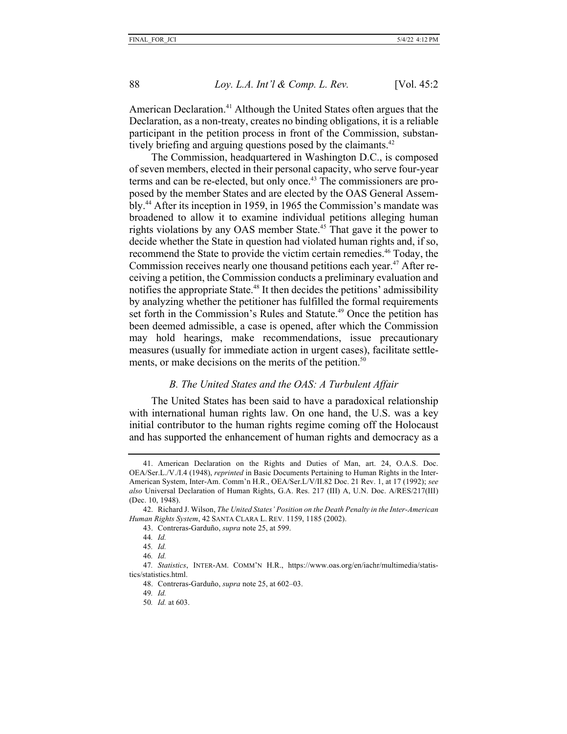American Declaration.[41] Although the United States often argues that the Declaration, as a non-treaty, creates no binding obligations, it is a reliable participant in the petition process in front of the Commission, substantively briefing and arguing questions posed by the claimants.[42]

The Commission, headquartered in Washington D.C., is composed of seven members, elected in their personal capacity, who serve four-year terms and can be re-elected, but only once.[43] The commissioners are proposed by the member States and are elected by the OAS General Assembly.[44] After its inception in 1959, in 1965 the Commission's mandate was broadened to allow it to examine individual petitions alleging human rights violations by any OAS member State.[45] That gave it the power to decide whether the State in question had violated human rights and, if so, recommend the State to provide the victim certain remedies.[46] Today, the Commission receives nearly one thousand petitions each year.[47] After receiving a petition, the Commission conducts a preliminary evaluation and notifies the appropriate State.[48] It then decides the petitions' admissibility by analyzing whether the petitioner has fulfilled the formal requirements set forth in the Commission's Rules and Statute.[49] Once the petition has been deemed admissible, a case is opened, after which the Commission may hold hearings, make recommendations, issue precautionary measures (usually for immediate action in urgent cases), facilitate settlements, or make decisions on the merits of the petition.[50]

### *B. The United States and the OAS: A Turbulent Affair*

The United States has been said to have a paradoxical relationship with international human rights law. On one hand, the U.S. was a key initial contributor to the human rights regime coming off the Holocaust and has supported the enhancement of human rights and democracy as a

---

41. American Declaration on the Rights and Duties of Man, art. 24, O.A.S. Doc. OEA/Ser.L./V./I.4 (1948), *reprinted* in Basic Documents Pertaining to Human Rights in the Inter-American System, Inter-Am. Comm'n H.R., OEA/Ser.L/V/II.82 Doc. 21 Rev. 1, at 17 (1992); *see also* Universal Declaration of Human Rights, G.A. Res. 217 (III) A, U.N. Doc. A/RES/217(III) (Dec. 10, 1948).

42. Richard J. Wilson, *The United States' Position on the Death Penalty in the Inter-American Human Rights System*, 42 SANTA CLARA L. REV. 1159, 1185 (2002).

43. Contreras-Garduño, *supra* note 25, at 599.

44. *Id.*

45. *Id.*

46. *Id.*

47. *Statistics*, INTER-AM. COMM'N H.R., https://www.oas.org/en/iachr/multimedia/statistics/statistics.html.

48. Contreras-Garduño, *supra* note 25, at 602–03.

49. *Id.*

50. *Id.* at 603.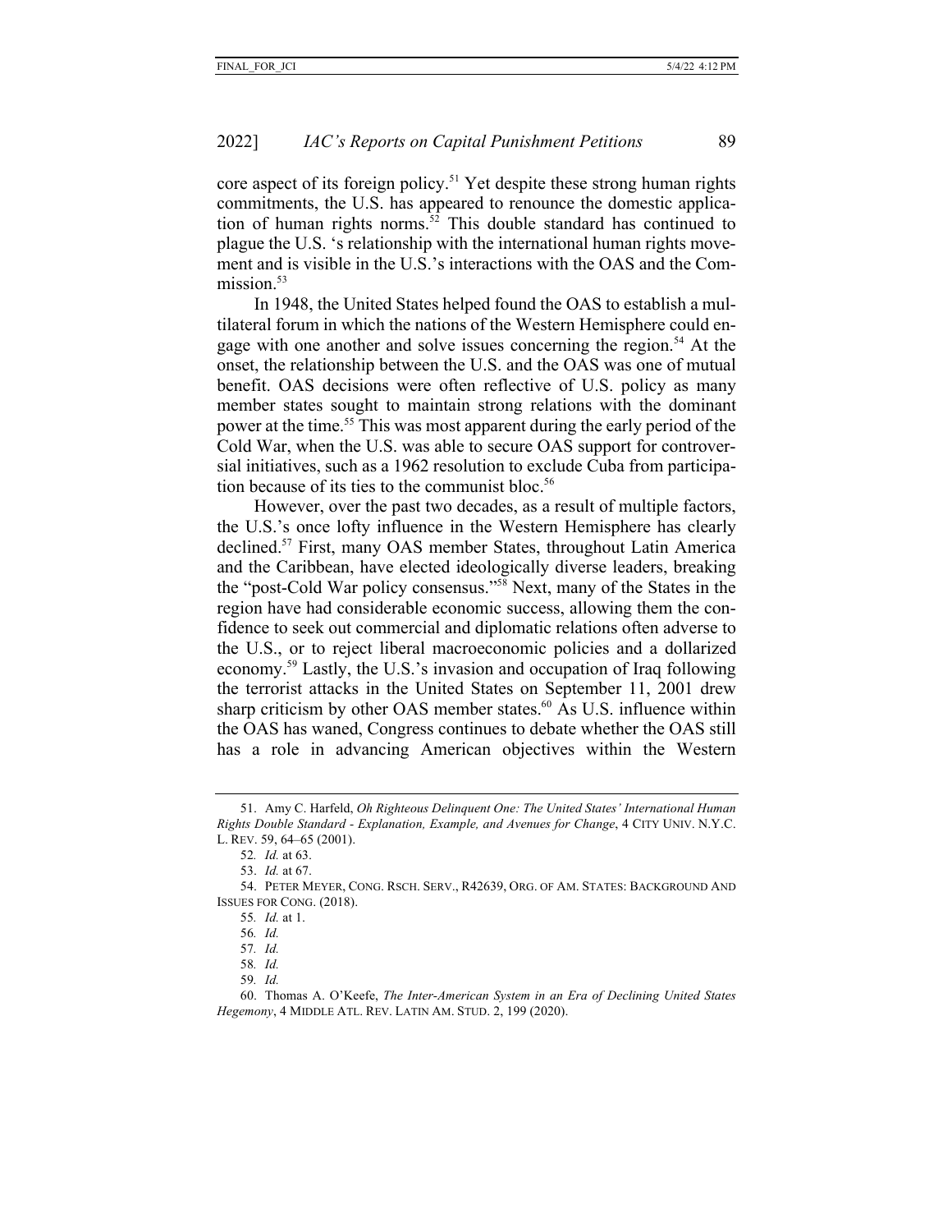core aspect of its foreign policy.[51] Yet despite these strong human rights commitments, the U.S. has appeared to renounce the domestic application of human rights norms.[52] This double standard has continued to plague the U.S. 's relationship with the international human rights movement and is visible in the U.S.'s interactions with the OAS and the Commission.[53]

In 1948, the United States helped found the OAS to establish a multilateral forum in which the nations of the Western Hemisphere could engage with one another and solve issues concerning the region.[54] At the onset, the relationship between the U.S. and the OAS was one of mutual benefit. OAS decisions were often reflective of U.S. policy as many member states sought to maintain strong relations with the dominant power at the time.[55] This was most apparent during the early period of the Cold War, when the U.S. was able to secure OAS support for controversial initiatives, such as a 1962 resolution to exclude Cuba from participation because of its ties to the communist bloc.[56]

However, over the past two decades, as a result of multiple factors, the U.S.'s once lofty influence in the Western Hemisphere has clearly declined.[57] First, many OAS member States, throughout Latin America and the Caribbean, have elected ideologically diverse leaders, breaking the "post-Cold War policy consensus."[58] Next, many of the States in the region have had considerable economic success, allowing them the confidence to seek out commercial and diplomatic relations often adverse to the U.S., or to reject liberal macroeconomic policies and a dollarized economy.[59] Lastly, the U.S.'s invasion and occupation of Iraq following the terrorist attacks in the United States on September 11, 2001 drew sharp criticism by other OAS member states.[60] As U.S. influence within the OAS has waned, Congress continues to debate whether the OAS still has a role in advancing American objectives within the Western

---

51. Amy C. Harfeld, *Oh Righteous Delinquent One: The United States' International Human Rights Double Standard - Explanation, Example, and Avenues for Change*, 4 CITY UNIV. N.Y.C. L. REV. 59, 64–65 (2001).

52. *Id.* at 63.

53. *Id.* at 67.

54. PETER MEYER, CONG. RSCH. SERV., R42639, ORG. OF AM. STATES: BACKGROUND AND ISSUES FOR CONG. (2018).

55. *Id.* at 1.

56. *Id.*

57. *Id.*

58. *Id.*

59. *Id.*

60. Thomas A. O'Keefe, *The Inter-American System in an Era of Declining United States Hegemony*, 4 MIDDLE ATL. REV. LATIN AM. STUD. 2, 199 (2020).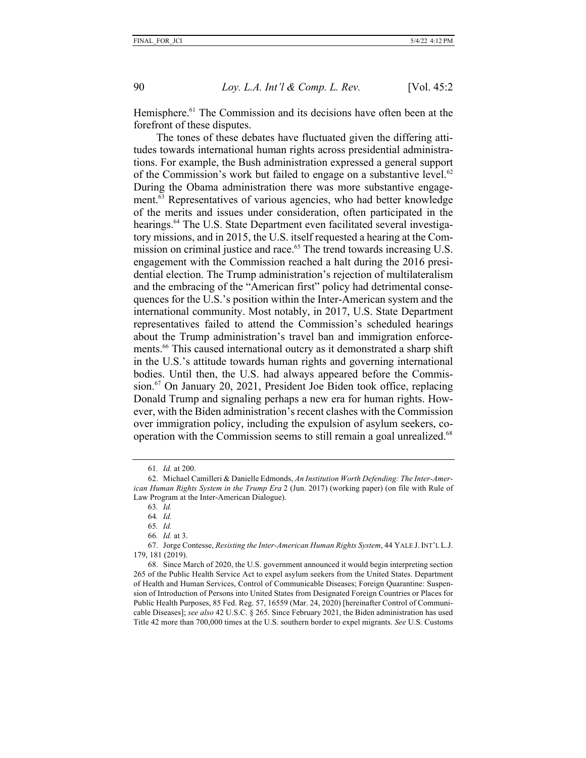Hemisphere.[61] The Commission and its decisions have often been at the forefront of these disputes.

The tones of these debates have fluctuated given the differing attitudes towards international human rights across presidential administrations. For example, the Bush administration expressed a general support of the Commission's work but failed to engage on a substantive level.[62] During the Obama administration there was more substantive engagement.[63] Representatives of various agencies, who had better knowledge of the merits and issues under consideration, often participated in the hearings.[64] The U.S. State Department even facilitated several investigatory missions, and in 2015, the U.S. itself requested a hearing at the Commission on criminal justice and race.[65] The trend towards increasing U.S. engagement with the Commission reached a halt during the 2016 presidential election. The Trump administration's rejection of multilateralism and the embracing of the "American first" policy had detrimental consequences for the U.S.'s position within the Inter-American system and the international community. Most notably, in 2017, U.S. State Department representatives failed to attend the Commission's scheduled hearings about the Trump administration's travel ban and immigration enforcements.[66] This caused international outcry as it demonstrated a sharp shift in the U.S.'s attitude towards human rights and governing international bodies. Until then, the U.S. had always appeared before the Commission.[67] On January 20, 2021, President Joe Biden took office, replacing Donald Trump and signaling perhaps a new era for human rights. However, with the Biden administration's recent clashes with the Commission over immigration policy, including the expulsion of asylum seekers, cooperation with the Commission seems to still remain a goal unrealized.[68]

---

61. *Id.* at 200.

62. Michael Camilleri & Danielle Edmonds, *An Institution Worth Defending: The Inter-American Human Rights System in the Trump Era* 2 (Jun. 2017) (working paper) (on file with Rule of Law Program at the Inter-American Dialogue).

63. *Id.*

64. *Id.*

65. *Id.*

66. *Id.* at 3.

67. Jorge Contesse, *Resisting the Inter-American Human Rights System*, 44 YALE J. INT'L L.J. 179, 181 (2019).

68. Since March of 2020, the U.S. government announced it would begin interpreting section 265 of the Public Health Service Act to expel asylum seekers from the United States. Department of Health and Human Services, Control of Communicable Diseases; Foreign Quarantine: Suspension of Introduction of Persons into United States from Designated Foreign Countries or Places for Public Health Purposes, 85 Fed. Reg. 57, 16559 (Mar. 24, 2020) [hereinafter Control of Communicable Diseases]; *see also* 42 U.S.C. § 265. Since February 2021, the Biden administration has used Title 42 more than 700,000 times at the U.S. southern border to expel migrants. *See* U.S. Customs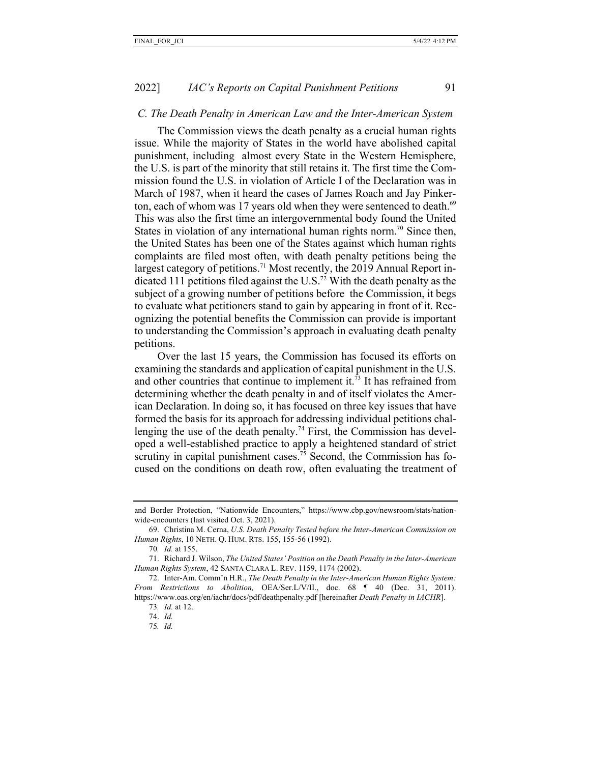### C. The Death Penalty in American Law and the Inter-American System

The Commission views the death penalty as a crucial human rights issue. While the majority of States in the world have abolished capital punishment, including almost every State in the Western Hemisphere, the U.S. is part of the minority that still retains it. The first time the Commission found the U.S. in violation of Article I of the Declaration was in March of 1987, when it heard the cases of James Roach and Jay Pinkerton, each of whom was 17 years old when they were sentenced to death.[69] This was also the first time an intergovernmental body found the United States in violation of any international human rights norm.[70] Since then, the United States has been one of the States against which human rights complaints are filed most often, with death penalty petitions being the largest category of petitions.[71] Most recently, the 2019 Annual Report indicated 111 petitions filed against the U.S.[72] With the death penalty as the subject of a growing number of petitions before the Commission, it begs to evaluate what petitioners stand to gain by appearing in front of it. Recognizing the potential benefits the Commission can provide is important to understanding the Commission's approach in evaluating death penalty petitions.

Over the last 15 years, the Commission has focused its efforts on examining the standards and application of capital punishment in the U.S. and other countries that continue to implement it.[73] It has refrained from determining whether the death penalty in and of itself violates the American Declaration. In doing so, it has focused on three key issues that have formed the basis for its approach for addressing individual petitions challenging the use of the death penalty.[74] First, the Commission has developed a well-established practice to apply a heightened standard of strict scrutiny in capital punishment cases.[75] Second, the Commission has focused on the conditions on death row, often evaluating the treatment of

---

and Border Protection, "Nationwide Encounters," https://www.cbp.gov/newsroom/stats/nationwide-encounters (last visited Oct. 3, 2021).

69. Christina M. Cerna, *U.S. Death Penalty Tested before the Inter-American Commission on Human Rights*, 10 NETH. Q. HUM. RTS. 155, 155-56 (1992).

70. *Id.* at 155.

71. Richard J. Wilson, *The United States' Position on the Death Penalty in the Inter-American Human Rights System*, 42 SANTA CLARA L. REV. 1159, 1174 (2002).

72. Inter-Am. Comm'n H.R., *The Death Penalty in the Inter-American Human Rights System: From Restrictions to Abolition,* OEA/Ser.L/V/II., doc. 68 ¶ 40 (Dec. 31, 2011). https://www.oas.org/en/iachr/docs/pdf/deathpenalty.pdf [hereinafter *Death Penalty in IACHR*].

73. *Id.* at 12.

74. *Id.*

75. *Id.*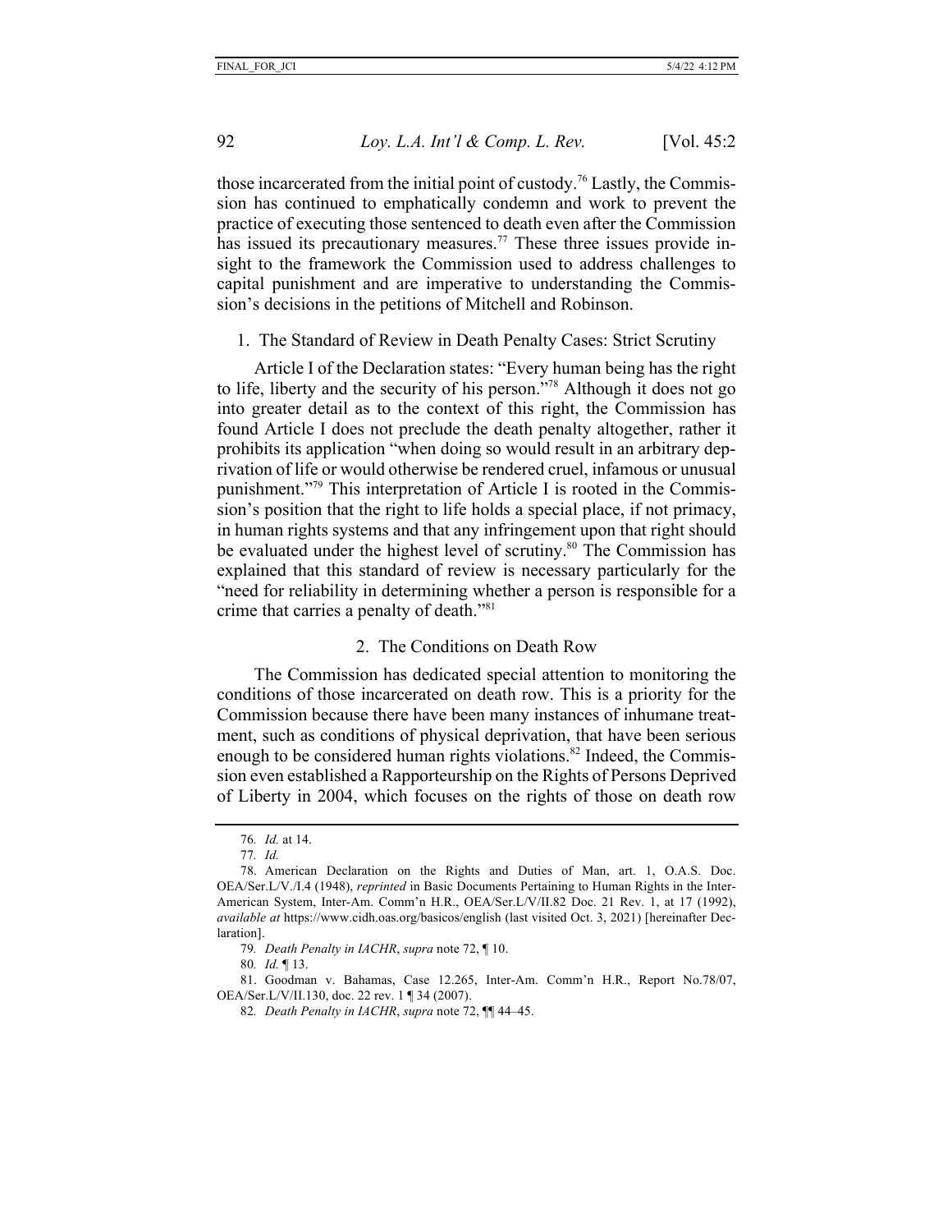those incarcerated from the initial point of custody.[76] Lastly, the Commission has continued to emphatically condemn and work to prevent the practice of executing those sentenced to death even after the Commission has issued its precautionary measures.[77] These three issues provide insight to the framework the Commission used to address challenges to capital punishment and are imperative to understanding the Commission's decisions in the petitions of Mitchell and Robinson.

### 1. The Standard of Review in Death Penalty Cases: Strict Scrutiny

Article I of the Declaration states: "Every human being has the right to life, liberty and the security of his person."[78] Although it does not go into greater detail as to the context of this right, the Commission has found Article I does not preclude the death penalty altogether, rather it prohibits its application "when doing so would result in an arbitrary deprivation of life or would otherwise be rendered cruel, infamous or unusual punishment."[79] This interpretation of Article I is rooted in the Commission's position that the right to life holds a special place, if not primacy, in human rights systems and that any infringement upon that right should be evaluated under the highest level of scrutiny.[80] The Commission has explained that this standard of review is necessary particularly for the "need for reliability in determining whether a person is responsible for a crime that carries a penalty of death."[81]

### 2. The Conditions on Death Row

The Commission has dedicated special attention to monitoring the conditions of those incarcerated on death row. This is a priority for the Commission because there have been many instances of inhumane treatment, such as conditions of physical deprivation, that have been serious enough to be considered human rights violations.[82] Indeed, the Commission even established a Rapporteurship on the Rights of Persons Deprived of Liberty in 2004, which focuses on the rights of those on death row

---

76. *Id.* at 14.

77. *Id.*

78. American Declaration on the Rights and Duties of Man, art. 1, O.A.S. Doc. OEA/Ser.L/V./I.4 (1948), *reprinted* in Basic Documents Pertaining to Human Rights in the Inter-American System, Inter-Am. Comm'n H.R., OEA/Ser.L/V/II.82 Doc. 21 Rev. 1, at 17 (1992), *available at* https://www.cidh.oas.org/basicos/english (last visited Oct. 3, 2021) [hereinafter Declaration].

79. *Death Penalty in IACHR*, *supra* note 72, ¶ 10.

80. *Id.* ¶ 13.

81. Goodman v. Bahamas, Case 12.265, Inter-Am. Comm'n H.R., Report No.78/07, OEA/Ser.L/V/II.130, doc. 22 rev. 1 ¶ 34 (2007).

82. *Death Penalty in IACHR*, *supra* note 72, ¶¶ 44–45.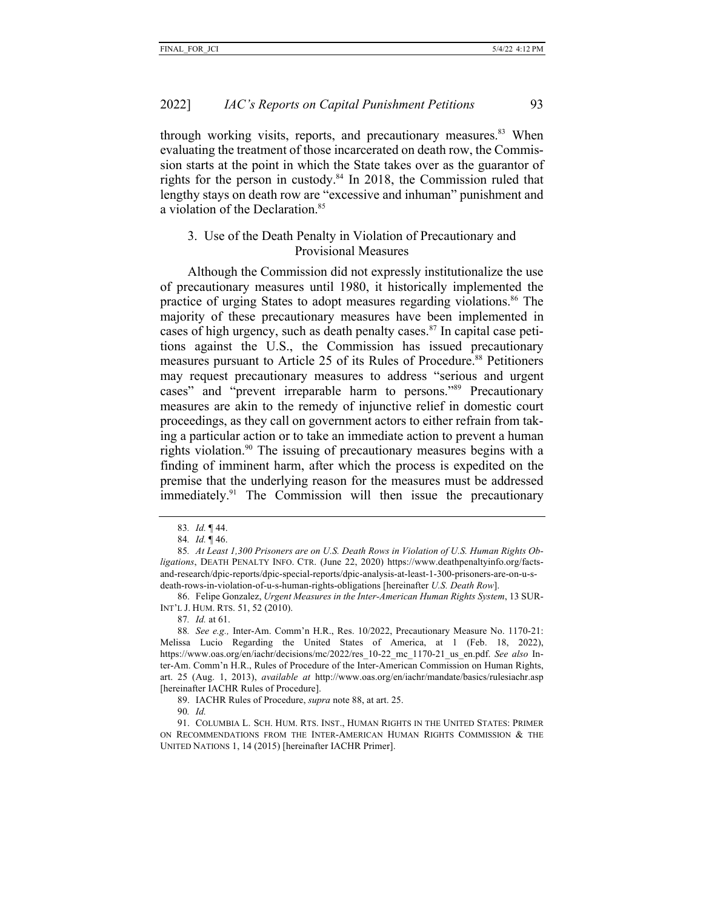through working visits, reports, and precautionary measures.[83] When evaluating the treatment of those incarcerated on death row, the Commission starts at the point in which the State takes over as the guarantor of rights for the person in custody.[84] In 2018, the Commission ruled that lengthy stays on death row are "excessive and inhuman" punishment and a violation of the Declaration.[85]

### 3. Use of the Death Penalty in Violation of Precautionary and Provisional Measures

Although the Commission did not expressly institutionalize the use of precautionary measures until 1980, it historically implemented the practice of urging States to adopt measures regarding violations.[86] The majority of these precautionary measures have been implemented in cases of high urgency, such as death penalty cases.[87] In capital case petitions against the U.S., the Commission has issued precautionary measures pursuant to Article 25 of its Rules of Procedure.[88] Petitioners may request precautionary measures to address "serious and urgent cases" and "prevent irreparable harm to persons."[89] Precautionary measures are akin to the remedy of injunctive relief in domestic court proceedings, as they call on government actors to either refrain from taking a particular action or to take an immediate action to prevent a human rights violation.[90] The issuing of precautionary measures begins with a finding of imminent harm, after which the process is expedited on the premise that the underlying reason for the measures must be addressed immediately.[91] The Commission will then issue the precautionary

---

83. *Id.* ¶ 44.

84. *Id.* ¶ 46.

85. *At Least 1,300 Prisoners are on U.S. Death Rows in Violation of U.S. Human Rights Obligations*, DEATH PENALTY INFO. CTR. (June 22, 2020) https://www.deathpenaltyinfo.org/facts-and-research/dpic-reports/dpic-special-reports/dpic-analysis-at-least-1-300-prisoners-are-on-u-s-death-rows-in-violation-of-u-s-human-rights-obligations [hereinafter *U.S. Death Row*].

86. Felipe Gonzalez, *Urgent Measures in the Inter-American Human Rights System*, 13 SUR-INT'L J. HUM. RTS. 51, 52 (2010).

87. *Id.* at 61.

88. *See e.g.,* Inter-Am. Comm'n H.R., Res. 10/2022, Precautionary Measure No. 1170-21: Melissa Lucio Regarding the United States of America, at 1 (Feb. 18, 2022), https://www.oas.org/en/iachr/decisions/mc/2022/res_10-22_mc_1170-21_us_en.pdf. *See also* Inter-Am. Comm'n H.R., Rules of Procedure of the Inter-American Commission on Human Rights, art. 25 (Aug. 1, 2013), *available at* http://www.oas.org/en/iachr/mandate/basics/rulesiachr.asp [hereinafter IACHR Rules of Procedure].

89. IACHR Rules of Procedure, *supra* note 88, at art. 25.

90. *Id.*

91. COLUMBIA L. SCH. HUM. RTS. INST., HUMAN RIGHTS IN THE UNITED STATES: PRIMER ON RECOMMENDATIONS FROM THE INTER-AMERICAN HUMAN RIGHTS COMMISSION & THE UNITED NATIONS 1, 14 (2015) [hereinafter IACHR Primer].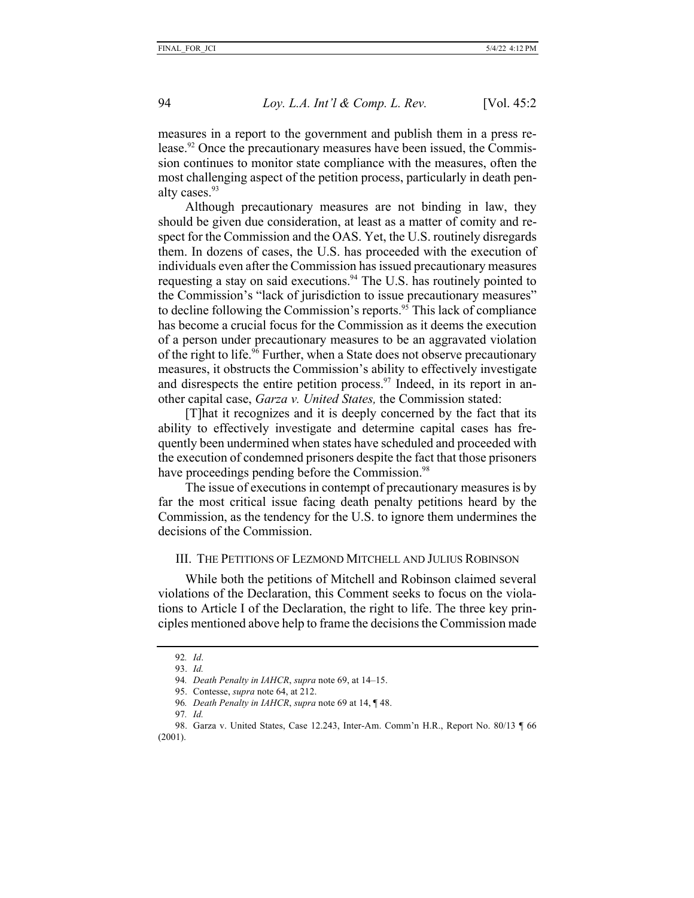measures in a report to the government and publish them in a press release.[92] Once the precautionary measures have been issued, the Commission continues to monitor state compliance with the measures, often the most challenging aspect of the petition process, particularly in death penalty cases.[93]

Although precautionary measures are not binding in law, they should be given due consideration, at least as a matter of comity and respect for the Commission and the OAS. Yet, the U.S. routinely disregards them. In dozens of cases, the U.S. has proceeded with the execution of individuals even after the Commission has issued precautionary measures requesting a stay on said executions.[94] The U.S. has routinely pointed to the Commission's "lack of jurisdiction to issue precautionary measures" to decline following the Commission's reports.[95] This lack of compliance has become a crucial focus for the Commission as it deems the execution of a person under precautionary measures to be an aggravated violation of the right to life.[96] Further, when a State does not observe precautionary measures, it obstructs the Commission's ability to effectively investigate and disrespects the entire petition process.[97] Indeed, in its report in another capital case, *Garza v. United States,* the Commission stated:

> [T]hat it recognizes and it is deeply concerned by the fact that its ability to effectively investigate and determine capital cases has frequently been undermined when states have scheduled and proceeded with the execution of condemned prisoners despite the fact that those prisoners have proceedings pending before the Commission.[98]

The issue of executions in contempt of precautionary measures is by far the most critical issue facing death penalty petitions heard by the Commission, as the tendency for the U.S. to ignore them undermines the decisions of the Commission.

## III. The Petitions of Lezmond Mitchell and Julius Robinson

While both the petitions of Mitchell and Robinson claimed several violations of the Declaration, this Comment seeks to focus on the violations to Article I of the Declaration, the right to life. The three key principles mentioned above help to frame the decisions the Commission made

---

92. *Id*.

93. *Id.*

94. *Death Penalty in IAHCR*, *supra* note 69, at 14–15.

95. Contesse, *supra* note 64, at 212.

96. *Death Penalty in IAHCR*, *supra* note 69 at 14, ¶ 48.

97. *Id.*

98. Garza v. United States, Case 12.243, Inter-Am. Comm'n H.R., Report No. 80/13 ¶ 66 (2001).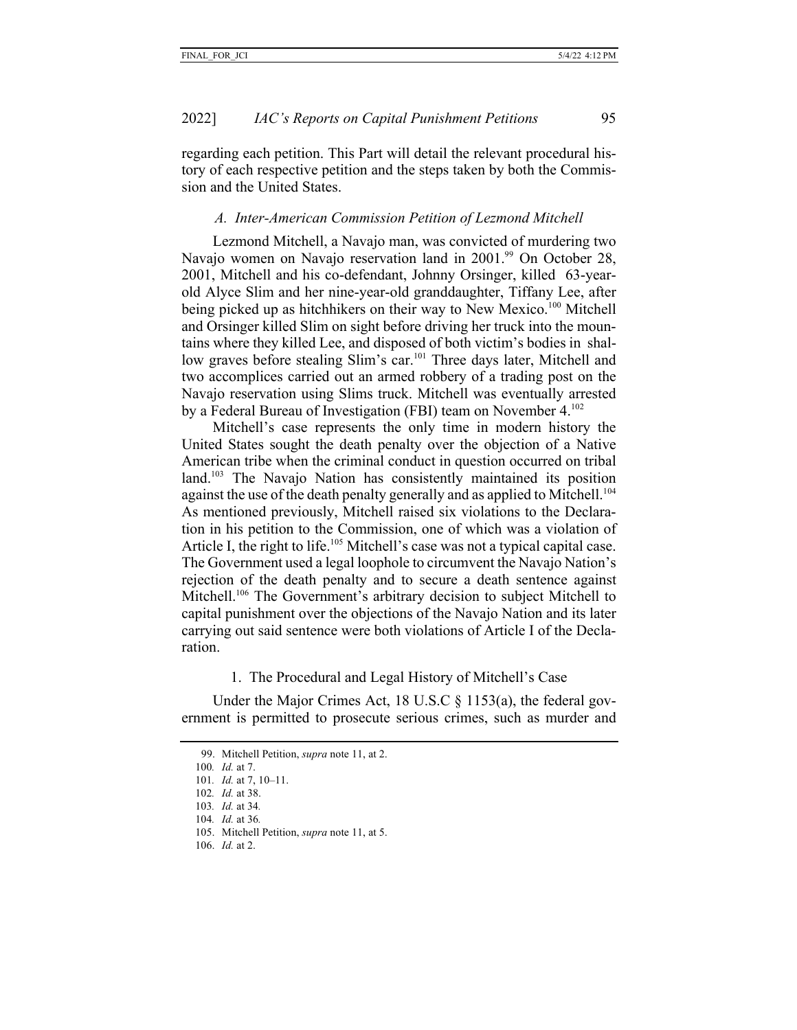regarding each petition. This Part will detail the relevant procedural history of each respective petition and the steps taken by both the Commission and the United States.

### *A. Inter-American Commission Petition of Lezmond Mitchell*

Lezmond Mitchell, a Navajo man, was convicted of murdering two Navajo women on Navajo reservation land in 2001.[99] On October 28, 2001, Mitchell and his co-defendant, Johnny Orsinger, killed 63-year-old Alyce Slim and her nine-year-old granddaughter, Tiffany Lee, after being picked up as hitchhikers on their way to New Mexico.[100] Mitchell and Orsinger killed Slim on sight before driving her truck into the mountains where they killed Lee, and disposed of both victim's bodies in shallow graves before stealing Slim's car.[101] Three days later, Mitchell and two accomplices carried out an armed robbery of a trading post on the Navajo reservation using Slims truck. Mitchell was eventually arrested by a Federal Bureau of Investigation (FBI) team on November 4.[102]

Mitchell's case represents the only time in modern history the United States sought the death penalty over the objection of a Native American tribe when the criminal conduct in question occurred on tribal land.[103] The Navajo Nation has consistently maintained its position against the use of the death penalty generally and as applied to Mitchell.[104] As mentioned previously, Mitchell raised six violations to the Declaration in his petition to the Commission, one of which was a violation of Article I, the right to life.[105] Mitchell's case was not a typical capital case. The Government used a legal loophole to circumvent the Navajo Nation's rejection of the death penalty and to secure a death sentence against Mitchell.[106] The Government's arbitrary decision to subject Mitchell to capital punishment over the objections of the Navajo Nation and its later carrying out said sentence were both violations of Article I of the Declaration.

#### 1. The Procedural and Legal History of Mitchell's Case

Under the Major Crimes Act, 18 U.S.C § 1153(a), the federal government is permitted to prosecute serious crimes, such as murder and

---

99. Mitchell Petition, *supra* note 11, at 2.
100. *Id.* at 7.
101. *Id.* at 7, 10–11.
102. *Id.* at 38.
103. *Id.* at 34.
104. *Id.* at 36.
105. Mitchell Petition, *supra* note 11, at 5.
106. *Id.* at 2.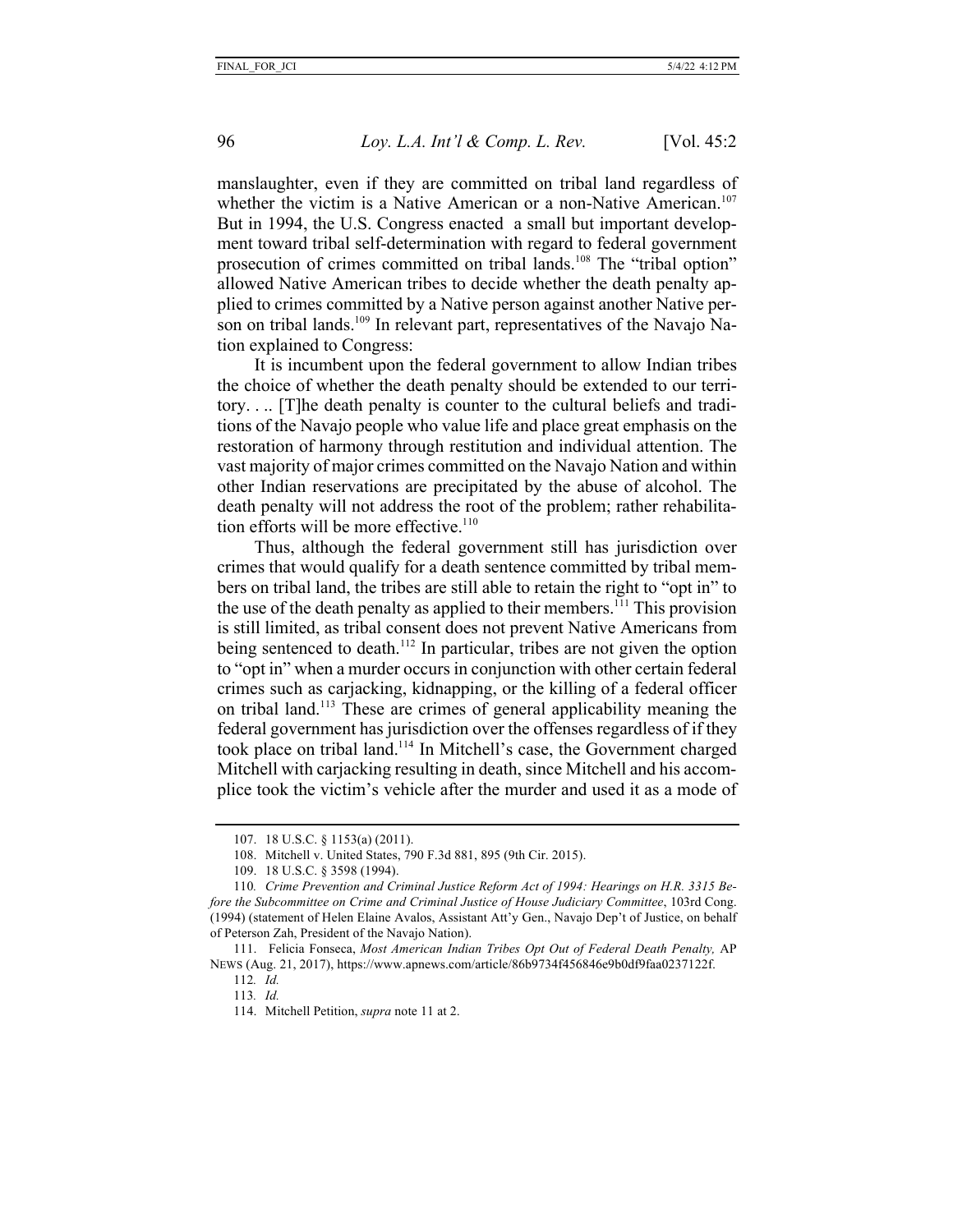manslaughter, even if they are committed on tribal land regardless of whether the victim is a Native American or a non-Native American.[107] But in 1994, the U.S. Congress enacted a small but important development toward tribal self-determination with regard to federal government prosecution of crimes committed on tribal lands.[108] The "tribal option" allowed Native American tribes to decide whether the death penalty applied to crimes committed by a Native person against another Native person on tribal lands.[109] In relevant part, representatives of the Navajo Nation explained to Congress:

> It is incumbent upon the federal government to allow Indian tribes the choice of whether the death penalty should be extended to our territory. . .. [T]he death penalty is counter to the cultural beliefs and traditions of the Navajo people who value life and place great emphasis on the restoration of harmony through restitution and individual attention. The vast majority of major crimes committed on the Navajo Nation and within other Indian reservations are precipitated by the abuse of alcohol. The death penalty will not address the root of the problem; rather rehabilitation efforts will be more effective.[110]

Thus, although the federal government still has jurisdiction over crimes that would qualify for a death sentence committed by tribal members on tribal land, the tribes are still able to retain the right to "opt in" to the use of the death penalty as applied to their members.[111] This provision is still limited, as tribal consent does not prevent Native Americans from being sentenced to death.[112] In particular, tribes are not given the option to "opt in" when a murder occurs in conjunction with other certain federal crimes such as carjacking, kidnapping, or the killing of a federal officer on tribal land.[113] These are crimes of general applicability meaning the federal government has jurisdiction over the offenses regardless of if they took place on tribal land.[114] In Mitchell's case, the Government charged Mitchell with carjacking resulting in death, since Mitchell and his accomplice took the victim's vehicle after the murder and used it as a mode of

---

107. 18 U.S.C. § 1153(a) (2011).

108. Mitchell v. United States, 790 F.3d 881, 895 (9th Cir. 2015).

109. 18 U.S.C. § 3598 (1994).

110. *Crime Prevention and Criminal Justice Reform Act of 1994: Hearings on H.R. 3315 Before the Subcommittee on Crime and Criminal Justice of House Judiciary Committee*, 103rd Cong. (1994) (statement of Helen Elaine Avalos, Assistant Att'y Gen., Navajo Dep't of Justice, on behalf of Peterson Zah, President of the Navajo Nation).

111. Felicia Fonseca, *Most American Indian Tribes Opt Out of Federal Death Penalty,* AP NEWS (Aug. 21, 2017), https://www.apnews.com/article/86b9734f456846e9b0df9faa0237122f.

112. *Id.*

113. *Id.*

114. Mitchell Petition, *supra* note 11 at 2.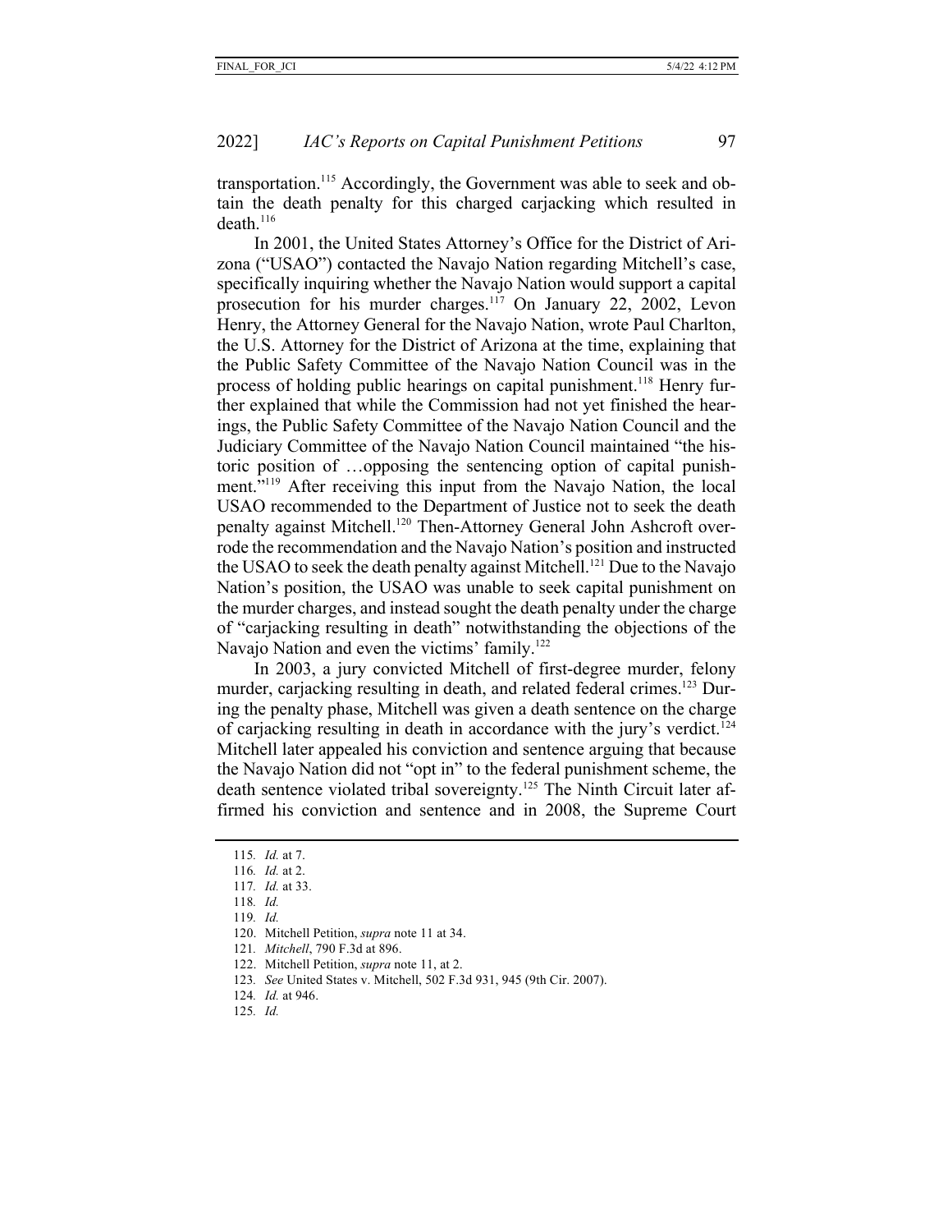transportation.[115] Accordingly, the Government was able to seek and obtain the death penalty for this charged carjacking which resulted in death.[116]

In 2001, the United States Attorney's Office for the District of Arizona ("USAO") contacted the Navajo Nation regarding Mitchell's case, specifically inquiring whether the Navajo Nation would support a capital prosecution for his murder charges.[117] On January 22, 2002, Levon Henry, the Attorney General for the Navajo Nation, wrote Paul Charlton, the U.S. Attorney for the District of Arizona at the time, explaining that the Public Safety Committee of the Navajo Nation Council was in the process of holding public hearings on capital punishment.[118] Henry further explained that while the Commission had not yet finished the hearings, the Public Safety Committee of the Navajo Nation Council and the Judiciary Committee of the Navajo Nation Council maintained "the historic position of …opposing the sentencing option of capital punishment."[119] After receiving this input from the Navajo Nation, the local USAO recommended to the Department of Justice not to seek the death penalty against Mitchell.[120] Then-Attorney General John Ashcroft overrode the recommendation and the Navajo Nation's position and instructed the USAO to seek the death penalty against Mitchell.[121] Due to the Navajo Nation's position, the USAO was unable to seek capital punishment on the murder charges, and instead sought the death penalty under the charge of "carjacking resulting in death" notwithstanding the objections of the Navajo Nation and even the victims' family.[122]

In 2003, a jury convicted Mitchell of first-degree murder, felony murder, carjacking resulting in death, and related federal crimes.[123] During the penalty phase, Mitchell was given a death sentence on the charge of carjacking resulting in death in accordance with the jury's verdict.[124] Mitchell later appealed his conviction and sentence arguing that because the Navajo Nation did not "opt in" to the federal punishment scheme, the death sentence violated tribal sovereignty.[125] The Ninth Circuit later affirmed his conviction and sentence and in 2008, the Supreme Court

---

115. *Id.* at 7.
116. *Id.* at 2.
117. *Id.* at 33.
118. *Id.*
119. *Id.*
120. Mitchell Petition, *supra* note 11 at 34.
121. *Mitchell*, 790 F.3d at 896.
122. Mitchell Petition, *supra* note 11, at 2.
123. *See* United States v. Mitchell, 502 F.3d 931, 945 (9th Cir. 2007).
124. *Id.* at 946.
125. *Id.*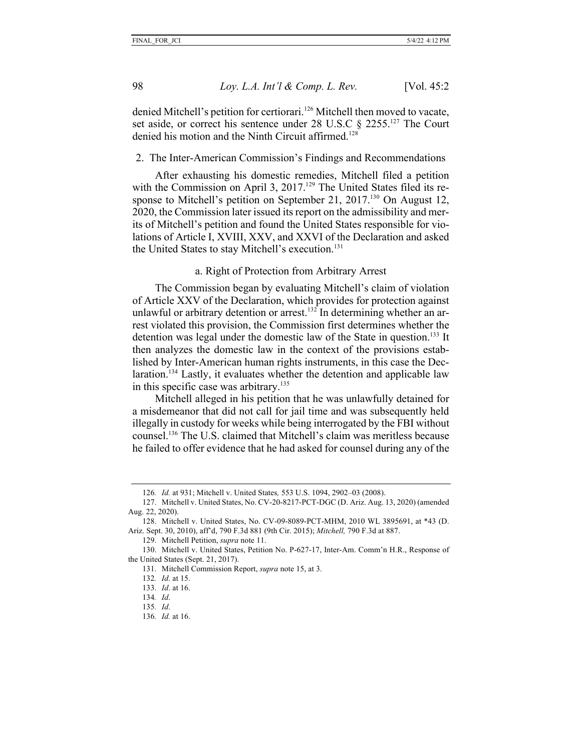denied Mitchell's petition for certiorari.[126] Mitchell then moved to vacate, set aside, or correct his sentence under 28 U.S.C § 2255.[127] The Court denied his motion and the Ninth Circuit affirmed.[128]

### 2. The Inter-American Commission's Findings and Recommendations

After exhausting his domestic remedies, Mitchell filed a petition with the Commission on April 3, 2017.[129] The United States filed its response to Mitchell's petition on September 21, 2017.[130] On August 12, 2020, the Commission later issued its report on the admissibility and merits of Mitchell's petition and found the United States responsible for violations of Article I, XVIII, XXV, and XXVI of the Declaration and asked the United States to stay Mitchell's execution.[131]

#### a. Right of Protection from Arbitrary Arrest

The Commission began by evaluating Mitchell's claim of violation of Article XXV of the Declaration, which provides for protection against unlawful or arbitrary detention or arrest.[132] In determining whether an arrest violated this provision, the Commission first determines whether the detention was legal under the domestic law of the State in question.[133] It then analyzes the domestic law in the context of the provisions established by Inter-American human rights instruments, in this case the Declaration.[134] Lastly, it evaluates whether the detention and applicable law in this specific case was arbitrary.[135]

Mitchell alleged in his petition that he was unlawfully detained for a misdemeanor that did not call for jail time and was subsequently held illegally in custody for weeks while being interrogated by the FBI without counsel.[136] The U.S. claimed that Mitchell's claim was meritless because he failed to offer evidence that he had asked for counsel during any of the

---

126. *Id.* at 931; Mitchell v. United States*,* 553 U.S. 1094, 2902–03 (2008).

127. Mitchell v. United States, No. CV-20-8217-PCT-DGC (D. Ariz. Aug. 13, 2020) (amended Aug. 22, 2020).

128. Mitchell v. United States, No. CV-09-8089-PCT-MHM, 2010 WL 3895691, at *43 (D. Ariz. Sept. 30, 2010), aff'd, 790 F.3d 881 (9th Cir. 2015); *Mitchell,* 790 F.3d at 887.

129. Mitchell Petition, *supra* note 11.

130. Mitchell v. United States, Petition No. P-627-17, Inter-Am. Comm'n H.R., Response of the United States (Sept. 21, 2017).

131. Mitchell Commission Report, *supra* note 15, at 3.

132. *Id*. at 15.

133. *Id*. at 16.

134. *Id*.

135. *Id*.

136. *Id.* at 16.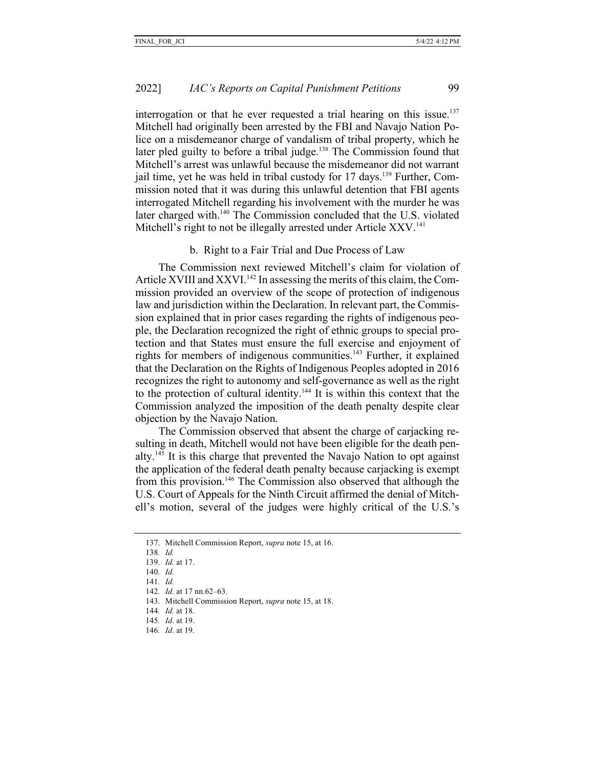interrogation or that he ever requested a trial hearing on this issue.[137] Mitchell had originally been arrested by the FBI and Navajo Nation Police on a misdemeanor charge of vandalism of tribal property, which he later pled guilty to before a tribal judge.[138] The Commission found that Mitchell's arrest was unlawful because the misdemeanor did not warrant jail time, yet he was held in tribal custody for 17 days.[139] Further, Commission noted that it was during this unlawful detention that FBI agents interrogated Mitchell regarding his involvement with the murder he was later charged with.[140] The Commission concluded that the U.S. violated Mitchell's right to not be illegally arrested under Article XXV.[141]

b. Right to a Fair Trial and Due Process of Law

The Commission next reviewed Mitchell's claim for violation of Article XVIII and XXVI.[142] In assessing the merits of this claim, the Commission provided an overview of the scope of protection of indigenous law and jurisdiction within the Declaration. In relevant part, the Commission explained that in prior cases regarding the rights of indigenous people, the Declaration recognized the right of ethnic groups to special protection and that States must ensure the full exercise and enjoyment of rights for members of indigenous communities.[143] Further, it explained that the Declaration on the Rights of Indigenous Peoples adopted in 2016 recognizes the right to autonomy and self-governance as well as the right to the protection of cultural identity.[144] It is within this context that the Commission analyzed the imposition of the death penalty despite clear objection by the Navajo Nation.

The Commission observed that absent the charge of carjacking resulting in death, Mitchell would not have been eligible for the death penalty.[145] It is this charge that prevented the Navajo Nation to opt against the application of the federal death penalty because carjacking is exempt from this provision.[146] The Commission also observed that although the U.S. Court of Appeals for the Ninth Circuit affirmed the denial of Mitchell's motion, several of the judges were highly critical of the U.S.'s

137. Mitchell Commission Report, *supra* note 15, at 16.

138. *Id.*

139. *Id.* at 17.

140. *Id.*

141. *Id.*

142. *Id.* at 17 nn.62–63.

143. Mitchell Commission Report, *supra* note 15, at 18.

144. *Id.* at 18.

145. *Id*. at 19.

146. *Id*. at 19.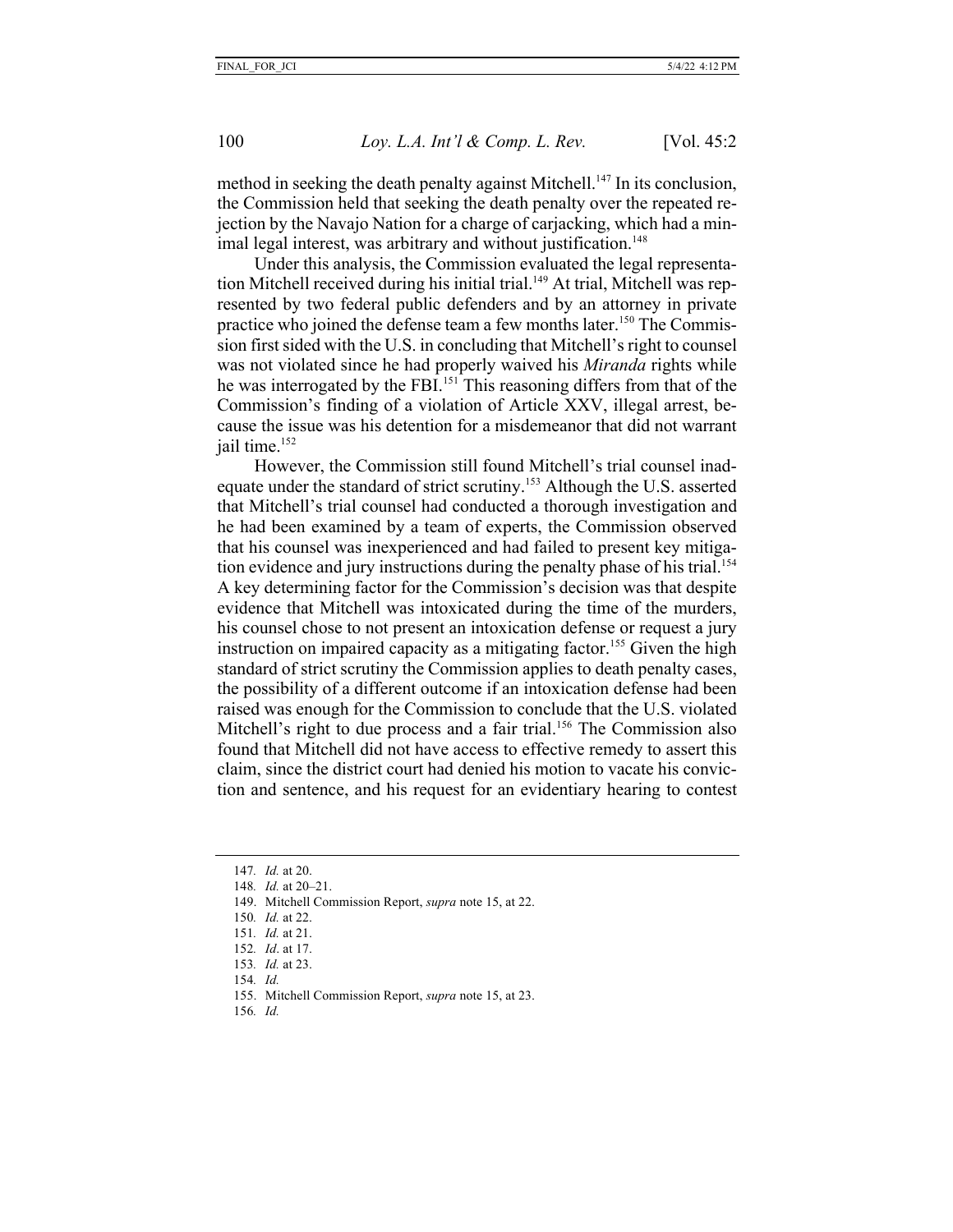method in seeking the death penalty against Mitchell.[147] In its conclusion, the Commission held that seeking the death penalty over the repeated rejection by the Navajo Nation for a charge of carjacking, which had a minimal legal interest, was arbitrary and without justification.[148]

Under this analysis, the Commission evaluated the legal representation Mitchell received during his initial trial.[149] At trial, Mitchell was represented by two federal public defenders and by an attorney in private practice who joined the defense team a few months later.[150] The Commission first sided with the U.S. in concluding that Mitchell's right to counsel was not violated since he had properly waived his *Miranda* rights while he was interrogated by the FBI.[151] This reasoning differs from that of the Commission's finding of a violation of Article XXV, illegal arrest, because the issue was his detention for a misdemeanor that did not warrant jail time.[152]

However, the Commission still found Mitchell's trial counsel inadequate under the standard of strict scrutiny.[153] Although the U.S. asserted that Mitchell's trial counsel had conducted a thorough investigation and he had been examined by a team of experts, the Commission observed that his counsel was inexperienced and had failed to present key mitigation evidence and jury instructions during the penalty phase of his trial.[154] A key determining factor for the Commission's decision was that despite evidence that Mitchell was intoxicated during the time of the murders, his counsel chose to not present an intoxication defense or request a jury instruction on impaired capacity as a mitigating factor.[155] Given the high standard of strict scrutiny the Commission applies to death penalty cases, the possibility of a different outcome if an intoxication defense had been raised was enough for the Commission to conclude that the U.S. violated Mitchell's right to due process and a fair trial.[156] The Commission also found that Mitchell did not have access to effective remedy to assert this claim, since the district court had denied his motion to vacate his conviction and sentence, and his request for an evidentiary hearing to contest

---

147. *Id.* at 20.
148. *Id.* at 20–21.
149. Mitchell Commission Report, *supra* note 15, at 22.
150. *Id.* at 22.
151. *Id.* at 21.
152. *Id*. at 17.
153. *Id.* at 23.
154. *Id.*
155. Mitchell Commission Report, *supra* note 15, at 23.
156. *Id.*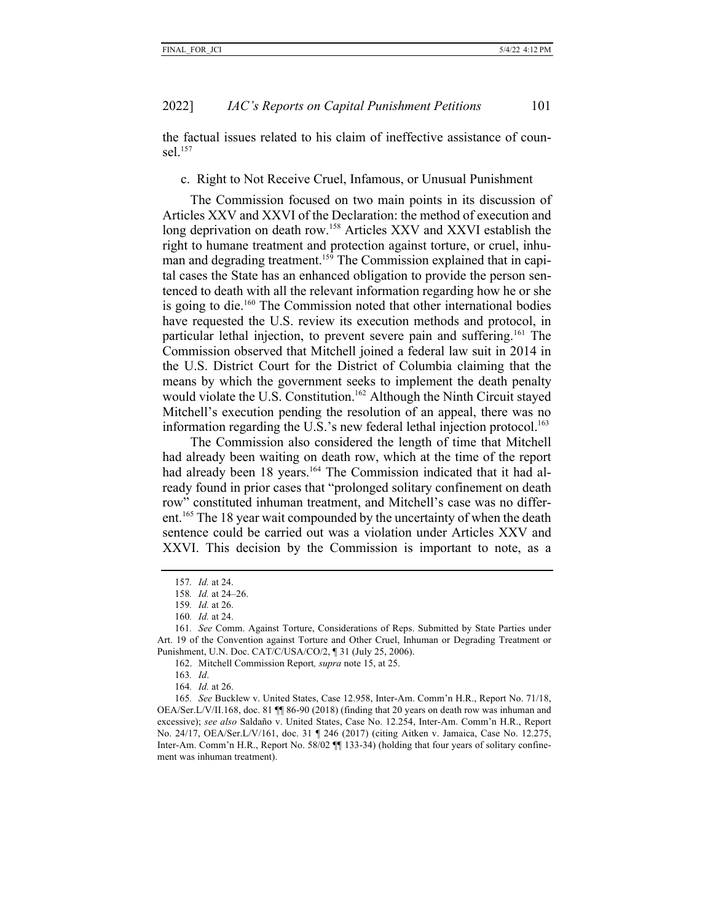the factual issues related to his claim of ineffective assistance of counsel.[157]

c. Right to Not Receive Cruel, Infamous, or Unusual Punishment

The Commission focused on two main points in its discussion of Articles XXV and XXVI of the Declaration: the method of execution and long deprivation on death row.[158] Articles XXV and XXVI establish the right to humane treatment and protection against torture, or cruel, inhuman and degrading treatment.[159] The Commission explained that in capital cases the State has an enhanced obligation to provide the person sentenced to death with all the relevant information regarding how he or she is going to die.[160] The Commission noted that other international bodies have requested the U.S. review its execution methods and protocol, in particular lethal injection, to prevent severe pain and suffering.[161] The Commission observed that Mitchell joined a federal law suit in 2014 in the U.S. District Court for the District of Columbia claiming that the means by which the government seeks to implement the death penalty would violate the U.S. Constitution.[162] Although the Ninth Circuit stayed Mitchell's execution pending the resolution of an appeal, there was no information regarding the U.S.'s new federal lethal injection protocol.[163]

The Commission also considered the length of time that Mitchell had already been waiting on death row, which at the time of the report had already been 18 years.[164] The Commission indicated that it had already found in prior cases that "prolonged solitary confinement on death row" constituted inhuman treatment, and Mitchell's case was no different.[165] The 18 year wait compounded by the uncertainty of when the death sentence could be carried out was a violation under Articles XXV and XXVI. This decision by the Commission is important to note, as a

---

157. *Id.* at 24.

158. *Id.* at 24–26.

159. *Id.* at 26.

160. *Id.* at 24.

161. *See* Comm. Against Torture, Considerations of Reps. Submitted by State Parties under Art. 19 of the Convention against Torture and Other Cruel, Inhuman or Degrading Treatment or Punishment, U.N. Doc. CAT/C/USA/CO/2, ¶ 31 (July 25, 2006).

162. Mitchell Commission Report*, supra* note 15, at 25.

163. *Id*.

164. *Id.* at 26.

165. *See* Bucklew v. United States, Case 12.958, Inter-Am. Comm'n H.R., Report No. 71/18, OEA/Ser.L/V/II.168, doc. 81 ¶¶ 86-90 (2018) (finding that 20 years on death row was inhuman and excessive); *see also* Saldaño v. United States, Case No. 12.254, Inter-Am. Comm'n H.R., Report No. 24/17, OEA/Ser.L/V/161, doc. 31 ¶ 246 (2017) (citing Aitken v. Jamaica, Case No. 12.275, Inter-Am. Comm'n H.R., Report No. 58/02 ¶¶ 133-34) (holding that four years of solitary confinement was inhuman treatment).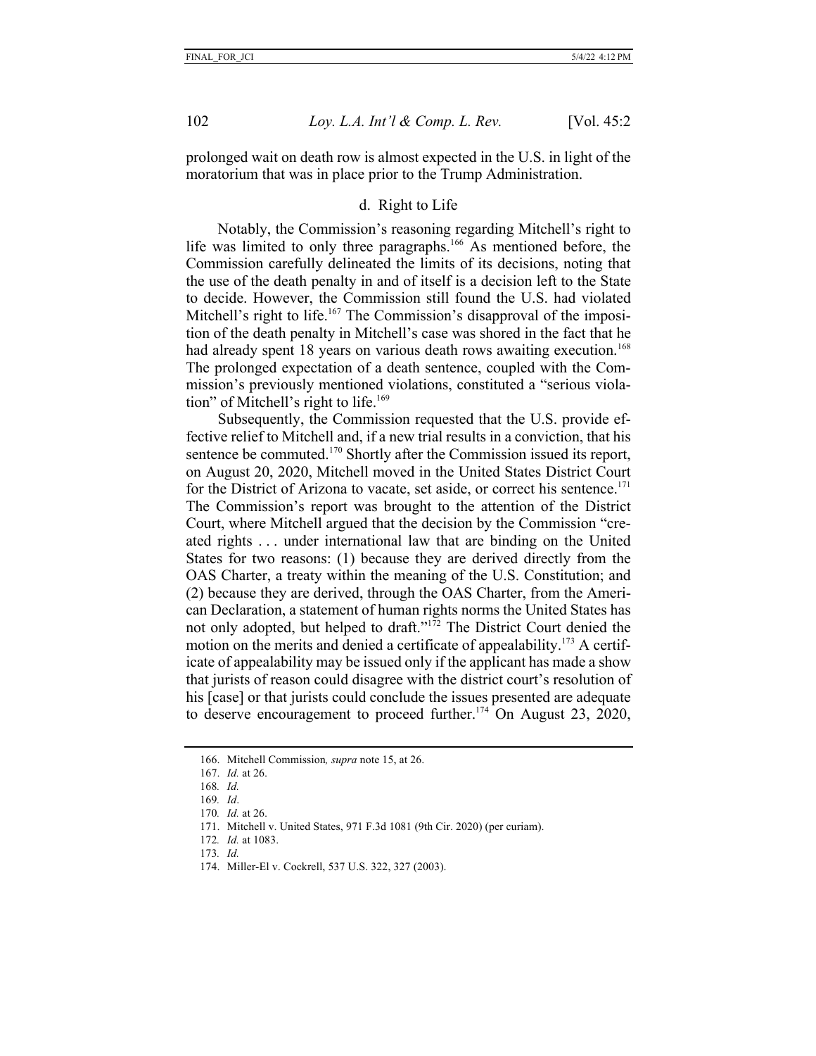prolonged wait on death row is almost expected in the U.S. in light of the moratorium that was in place prior to the Trump Administration.

#### d. Right to Life

Notably, the Commission's reasoning regarding Mitchell's right to life was limited to only three paragraphs.[166] As mentioned before, the Commission carefully delineated the limits of its decisions, noting that the use of the death penalty in and of itself is a decision left to the State to decide. However, the Commission still found the U.S. had violated Mitchell's right to life.[167] The Commission's disapproval of the imposition of the death penalty in Mitchell's case was shored in the fact that he had already spent 18 years on various death rows awaiting execution.[168] The prolonged expectation of a death sentence, coupled with the Commission's previously mentioned violations, constituted a "serious violation" of Mitchell's right to life.[169]

Subsequently, the Commission requested that the U.S. provide effective relief to Mitchell and, if a new trial results in a conviction, that his sentence be commuted.[170] Shortly after the Commission issued its report, on August 20, 2020, Mitchell moved in the United States District Court for the District of Arizona to vacate, set aside, or correct his sentence.[171] The Commission's report was brought to the attention of the District Court, where Mitchell argued that the decision by the Commission "created rights . . . under international law that are binding on the United States for two reasons: (1) because they are derived directly from the OAS Charter, a treaty within the meaning of the U.S. Constitution; and (2) because they are derived, through the OAS Charter, from the American Declaration, a statement of human rights norms the United States has not only adopted, but helped to draft."[172] The District Court denied the motion on the merits and denied a certificate of appealability.[173] A certificate of appealability may be issued only if the applicant has made a show that jurists of reason could disagree with the district court's resolution of his [case] or that jurists could conclude the issues presented are adequate to deserve encouragement to proceed further.[174] On August 23, 2020,

---

166. Mitchell Commission*, supra* note 15, at 26.

167. *Id.* at 26.

168. *Id.*

169. *Id*.

170. *Id.* at 26.

171. Mitchell v. United States, 971 F.3d 1081 (9th Cir. 2020) (per curiam).

172. *Id.* at 1083.

173. *Id.*

174. Miller-El v. Cockrell, 537 U.S. 322, 327 (2003).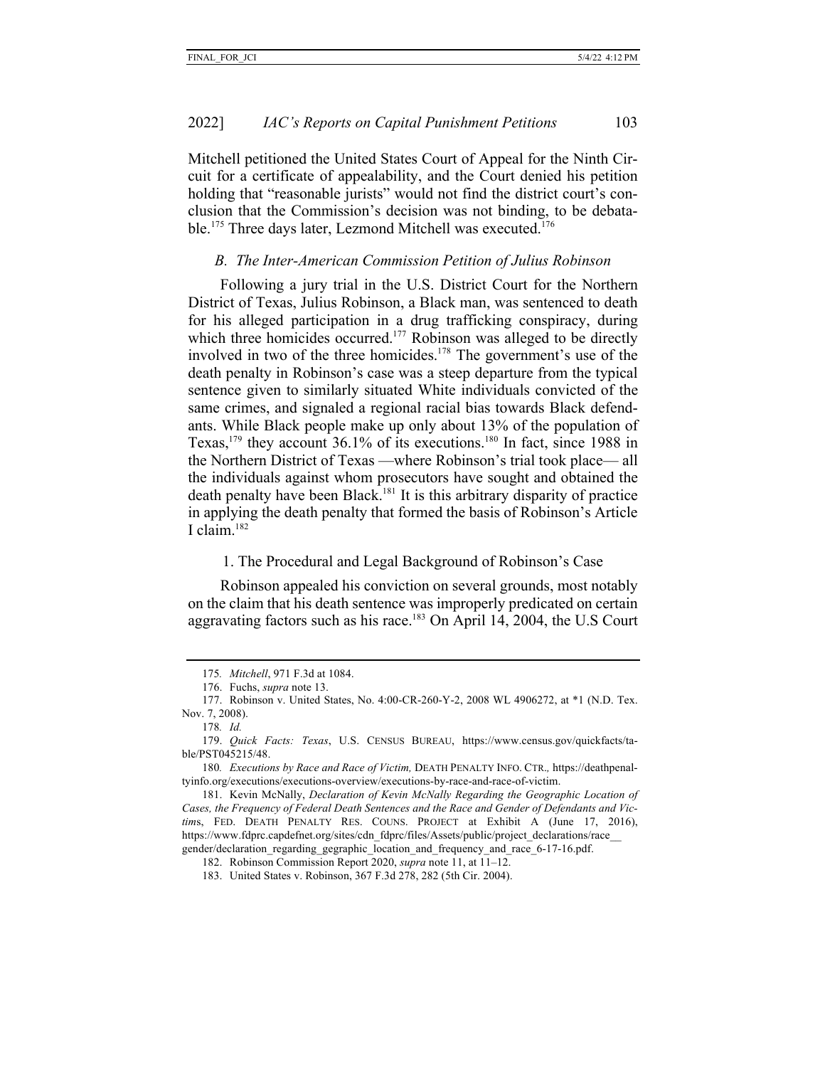Mitchell petitioned the United States Court of Appeal for the Ninth Circuit for a certificate of appealability, and the Court denied his petition holding that "reasonable jurists" would not find the district court's conclusion that the Commission's decision was not binding, to be debatable.[175] Three days later, Lezmond Mitchell was executed.[176]

### *B. The Inter-American Commission Petition of Julius Robinson*

Following a jury trial in the U.S. District Court for the Northern District of Texas, Julius Robinson, a Black man, was sentenced to death for his alleged participation in a drug trafficking conspiracy, during which three homicides occurred.[177] Robinson was alleged to be directly involved in two of the three homicides.[178] The government's use of the death penalty in Robinson's case was a steep departure from the typical sentence given to similarly situated White individuals convicted of the same crimes, and signaled a regional racial bias towards Black defendants. While Black people make up only about 13% of the population of Texas,[179] they account 36.1% of its executions.[180] In fact, since 1988 in the Northern District of Texas —where Robinson's trial took place— all the individuals against whom prosecutors have sought and obtained the death penalty have been Black.[181] It is this arbitrary disparity of practice in applying the death penalty that formed the basis of Robinson's Article I claim.[182]

#### 1. The Procedural and Legal Background of Robinson's Case

Robinson appealed his conviction on several grounds, most notably on the claim that his death sentence was improperly predicated on certain aggravating factors such as his race.[183] On April 14, 2004, the U.S Court

---

175. *Mitchell*, 971 F.3d at 1084.

176. Fuchs, *supra* note 13.

177. Robinson v. United States, No. 4:00-CR-260-Y-2, 2008 WL 4906272, at *1 (N.D. Tex. Nov. 7, 2008).

178. *Id.*

179. *Quick Facts: Texas*, U.S. CENSUS BUREAU, https://www.census.gov/quickfacts/table/PST045215/48.

180. *Executions by Race and Race of Victim,* DEATH PENALTY INFO. CTR., https://deathpenaltyinfo.org/executions/executions-overview/executions-by-race-and-race-of-victim.

181. Kevin McNally, *Declaration of Kevin McNally Regarding the Geographic Location of Cases, the Frequency of Federal Death Sentences and the Race and Gender of Defendants and Victims*, FED. DEATH PENALTY RES. COUNS. PROJECT at Exhibit A (June 17, 2016), https://www.fdprc.capdefnet.org/sites/cdn_fdprc/files/Assets/public/project_declarations/race__gender/declaration_regarding_gegraphic_location_and_frequency_and_race_6-17-16.pdf.

182. Robinson Commission Report 2020, *supra* note 11, at 11–12.

183. United States v. Robinson, 367 F.3d 278, 282 (5th Cir. 2004).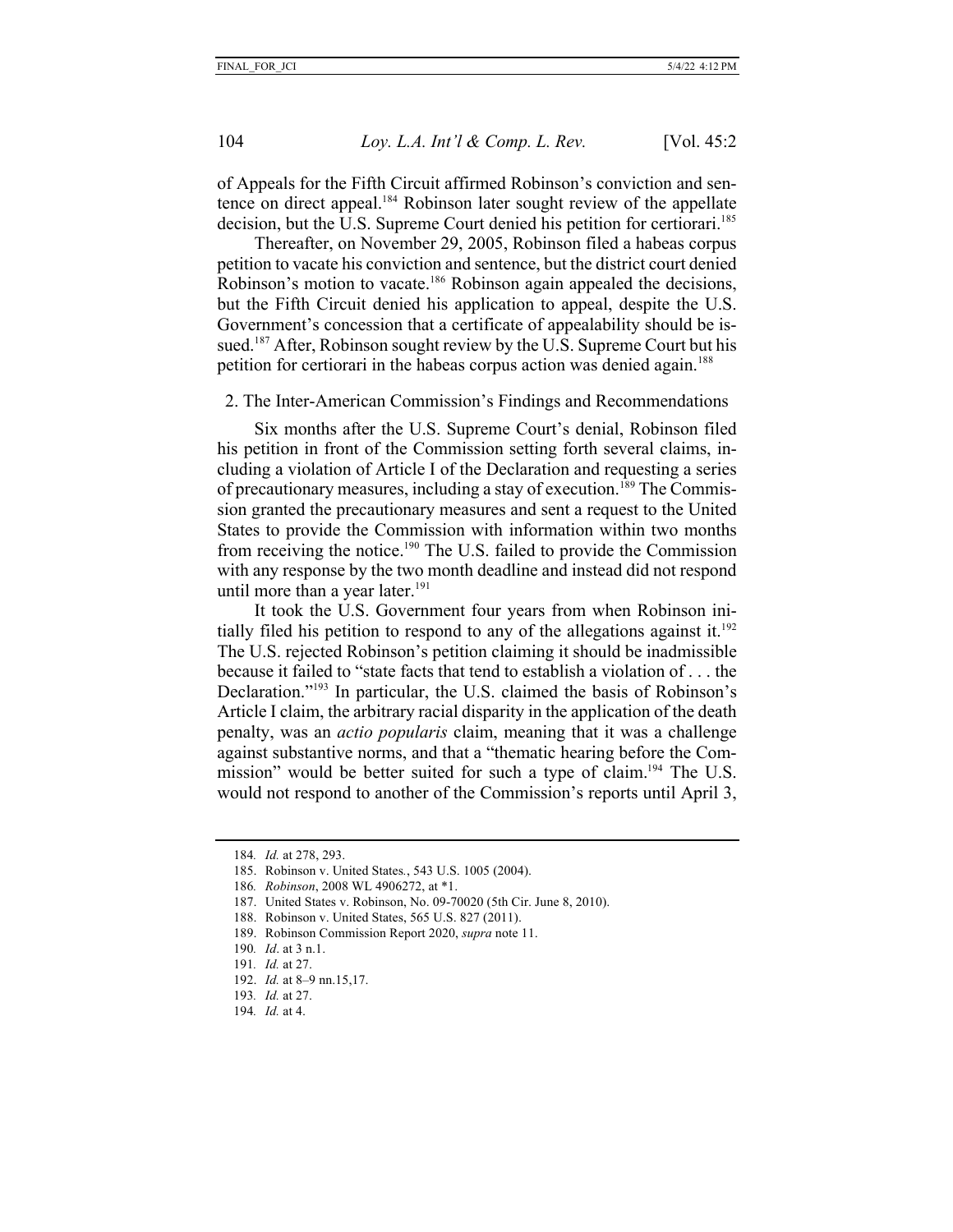of Appeals for the Fifth Circuit affirmed Robinson's conviction and sentence on direct appeal.[184] Robinson later sought review of the appellate decision, but the U.S. Supreme Court denied his petition for certiorari.[185]

Thereafter, on November 29, 2005, Robinson filed a habeas corpus petition to vacate his conviction and sentence, but the district court denied Robinson's motion to vacate.[186] Robinson again appealed the decisions, but the Fifth Circuit denied his application to appeal, despite the U.S. Government's concession that a certificate of appealability should be issued.[187] After, Robinson sought review by the U.S. Supreme Court but his petition for certiorari in the habeas corpus action was denied again.[188]

### 2. The Inter-American Commission's Findings and Recommendations

Six months after the U.S. Supreme Court's denial, Robinson filed his petition in front of the Commission setting forth several claims, including a violation of Article I of the Declaration and requesting a series of precautionary measures, including a stay of execution.[189] The Commission granted the precautionary measures and sent a request to the United States to provide the Commission with information within two months from receiving the notice.[190] The U.S. failed to provide the Commission with any response by the two month deadline and instead did not respond until more than a year later.[191]

It took the U.S. Government four years from when Robinson initially filed his petition to respond to any of the allegations against it.[192] The U.S. rejected Robinson's petition claiming it should be inadmissible because it failed to "state facts that tend to establish a violation of . . . the Declaration."[193] In particular, the U.S. claimed the basis of Robinson's Article I claim, the arbitrary racial disparity in the application of the death penalty, was an *actio popularis* claim, meaning that it was a challenge against substantive norms, and that a "thematic hearing before the Commission" would be better suited for such a type of claim.[194] The U.S. would not respond to another of the Commission's reports until April 3,

---

184. *Id.* at 278, 293.

185. Robinson v. United States., 543 U.S. 1005 (2004).

186. *Robinson*, 2008 WL 4906272, at *1.

187. United States v. Robinson, No. 09-70020 (5th Cir. June 8, 2010).

188. Robinson v. United States, 565 U.S. 827 (2011).

189. Robinson Commission Report 2020, *supra* note 11.

190. *Id*. at 3 n.1.

191. *Id.* at 27.

192. *Id.* at 8–9 nn.15,17.

193. *Id.* at 27.

194. *Id.* at 4.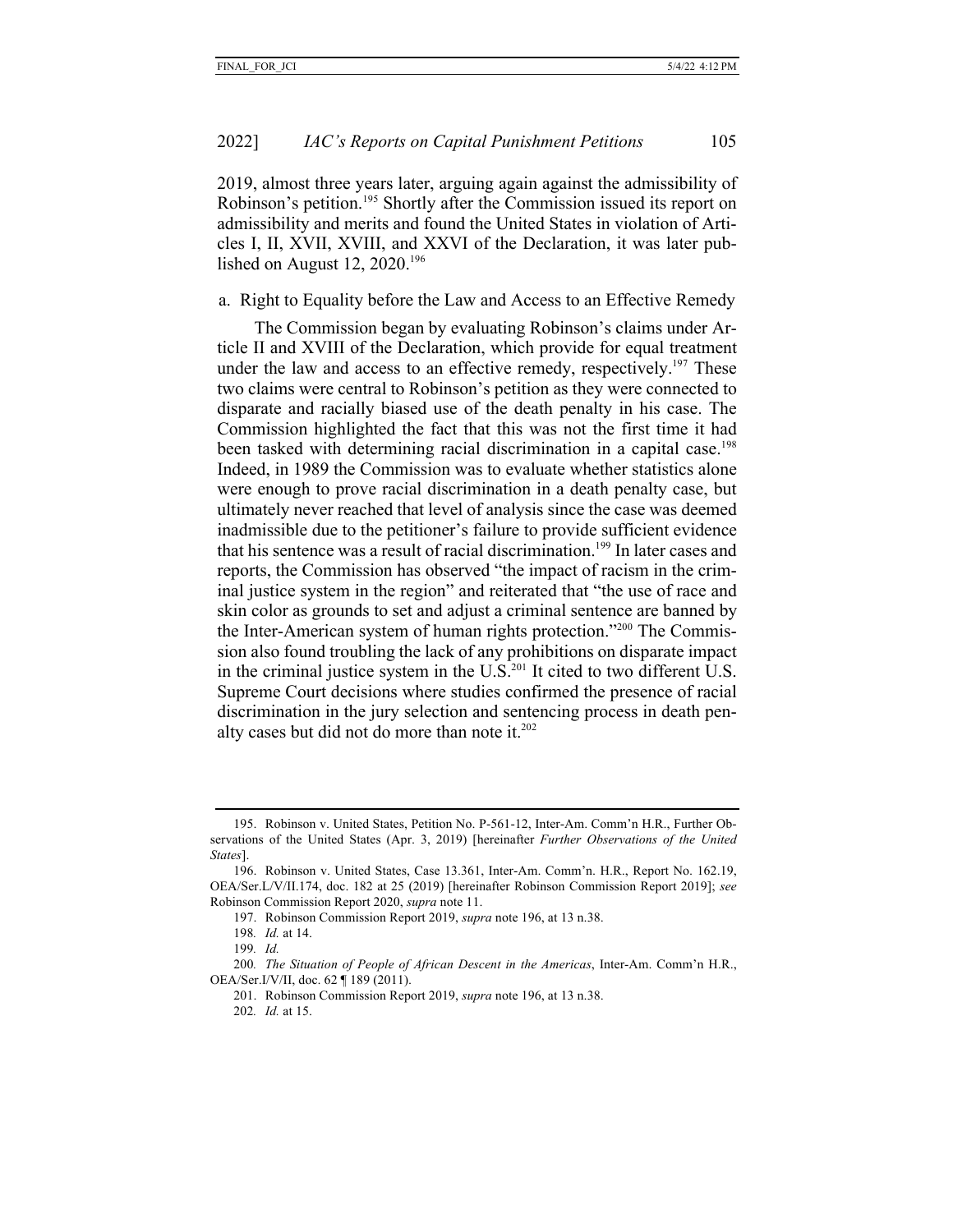2019, almost three years later, arguing again against the admissibility of Robinson's petition.[195] Shortly after the Commission issued its report on admissibility and merits and found the United States in violation of Articles I, II, XVII, XVIII, and XXVI of the Declaration, it was later published on August 12, 2020.[196]

### a. Right to Equality before the Law and Access to an Effective Remedy

The Commission began by evaluating Robinson's claims under Article II and XVIII of the Declaration, which provide for equal treatment under the law and access to an effective remedy, respectively.[197] These two claims were central to Robinson's petition as they were connected to disparate and racially biased use of the death penalty in his case. The Commission highlighted the fact that this was not the first time it had been tasked with determining racial discrimination in a capital case.[198] Indeed, in 1989 the Commission was to evaluate whether statistics alone were enough to prove racial discrimination in a death penalty case, but ultimately never reached that level of analysis since the case was deemed inadmissible due to the petitioner's failure to provide sufficient evidence that his sentence was a result of racial discrimination.[199] In later cases and reports, the Commission has observed "the impact of racism in the criminal justice system in the region" and reiterated that "the use of race and skin color as grounds to set and adjust a criminal sentence are banned by the Inter-American system of human rights protection."[200] The Commission also found troubling the lack of any prohibitions on disparate impact in the criminal justice system in the U.S.[201] It cited to two different U.S. Supreme Court decisions where studies confirmed the presence of racial discrimination in the jury selection and sentencing process in death penalty cases but did not do more than note it.[202]

---

195. Robinson v. United States, Petition No. P-561-12, Inter-Am. Comm'n H.R., Further Observations of the United States (Apr. 3, 2019) [hereinafter *Further Observations of the United States*].

196. Robinson v. United States, Case 13.361, Inter-Am. Comm'n. H.R., Report No. 162.19, OEA/Ser.L/V/II.174, doc. 182 at 25 (2019) [hereinafter Robinson Commission Report 2019]; *see* Robinson Commission Report 2020, *supra* note 11.

197. Robinson Commission Report 2019, *supra* note 196, at 13 n.38.

198. *Id.* at 14.

199. *Id.*

200. *The Situation of People of African Descent in the Americas*, Inter-Am. Comm'n H.R., OEA/Ser.I/V/II, doc. 62 ¶ 189 (2011).

201. Robinson Commission Report 2019, *supra* note 196, at 13 n.38.

202. *Id.* at 15.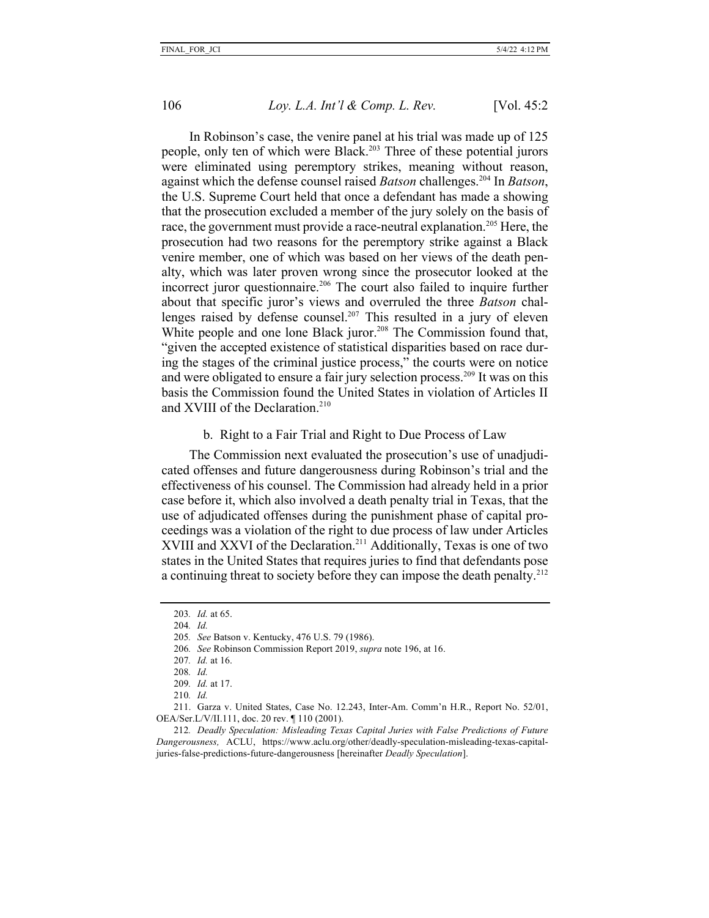In Robinson's case, the venire panel at his trial was made up of 125 people, only ten of which were Black.[203] Three of these potential jurors were eliminated using peremptory strikes, meaning without reason, against which the defense counsel raised *Batson* challenges.[204] In *Batson*, the U.S. Supreme Court held that once a defendant has made a showing that the prosecution excluded a member of the jury solely on the basis of race, the government must provide a race-neutral explanation.[205] Here, the prosecution had two reasons for the peremptory strike against a Black venire member, one of which was based on her views of the death penalty, which was later proven wrong since the prosecutor looked at the incorrect juror questionnaire.[206] The court also failed to inquire further about that specific juror's views and overruled the three *Batson* challenges raised by defense counsel.[207] This resulted in a jury of eleven White people and one lone Black juror.[208] The Commission found that, "given the accepted existence of statistical disparities based on race during the stages of the criminal justice process," the courts were on notice and were obligated to ensure a fair jury selection process.[209] It was on this basis the Commission found the United States in violation of Articles II and XVIII of the Declaration.[210]

b. Right to a Fair Trial and Right to Due Process of Law

The Commission next evaluated the prosecution's use of unadjudicated offenses and future dangerousness during Robinson's trial and the effectiveness of his counsel. The Commission had already held in a prior case before it, which also involved a death penalty trial in Texas, that the use of adjudicated offenses during the punishment phase of capital proceedings was a violation of the right to due process of law under Articles XVIII and XXVI of the Declaration.[211] Additionally, Texas is one of two states in the United States that requires juries to find that defendants pose a continuing threat to society before they can impose the death penalty.[212]

---

203. *Id.* at 65.

204. *Id.*

205. *See* Batson v. Kentucky, 476 U.S. 79 (1986).

206. *See* Robinson Commission Report 2019, *supra* note 196, at 16.

207. *Id.* at 16.

208. *Id.*

209. *Id.* at 17.

210. *Id.*

211. Garza v. United States, Case No. 12.243, Inter-Am. Comm'n H.R., Report No. 52/01, OEA/Ser.L/V/II.111, doc. 20 rev. ¶ 110 (2001).

212. *Deadly Speculation: Misleading Texas Capital Juries with False Predictions of Future Dangerousness,* ACLU, https://www.aclu.org/other/deadly-speculation-misleading-texas-capital-juries-false-predictions-future-dangerousness [hereinafter *Deadly Speculation*].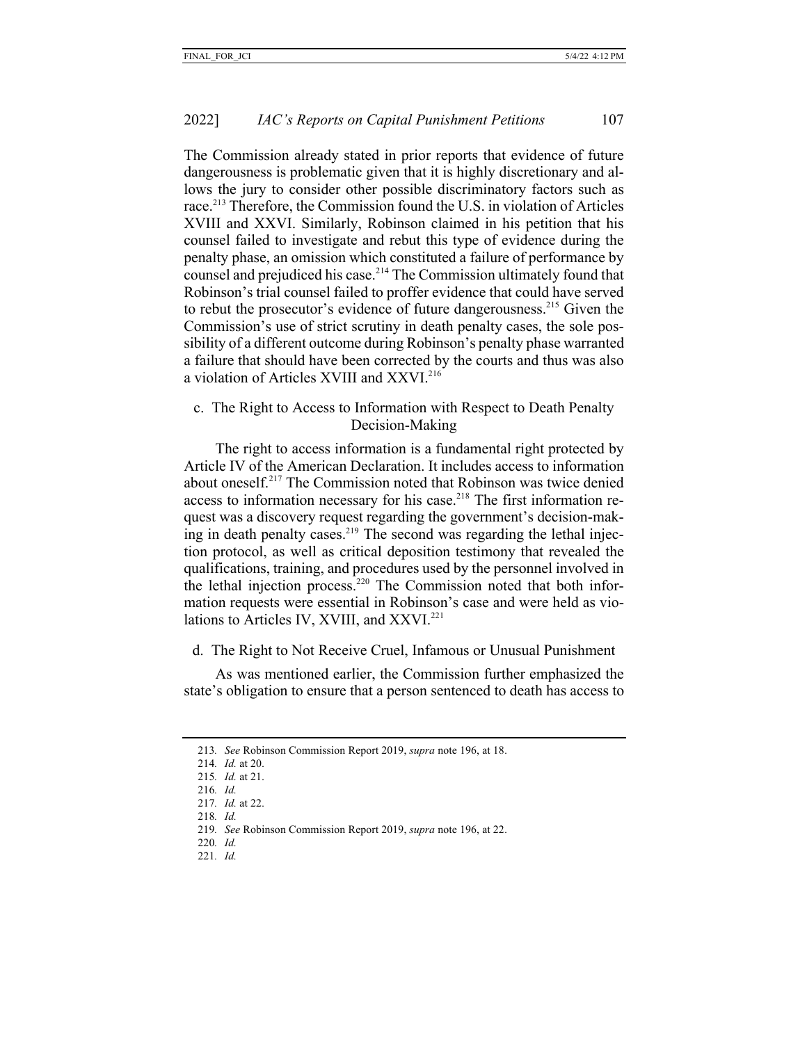The Commission already stated in prior reports that evidence of future dangerousness is problematic given that it is highly discretionary and allows the jury to consider other possible discriminatory factors such as race.[213] Therefore, the Commission found the U.S. in violation of Articles XVIII and XXVI. Similarly, Robinson claimed in his petition that his counsel failed to investigate and rebut this type of evidence during the penalty phase, an omission which constituted a failure of performance by counsel and prejudiced his case.[214] The Commission ultimately found that Robinson's trial counsel failed to proffer evidence that could have served to rebut the prosecutor's evidence of future dangerousness.[215] Given the Commission's use of strict scrutiny in death penalty cases, the sole possibility of a different outcome during Robinson's penalty phase warranted a failure that should have been corrected by the courts and thus was also a violation of Articles XVIII and XXVI.[216]

#### c. The Right to Access to Information with Respect to Death Penalty Decision-Making

The right to access information is a fundamental right protected by Article IV of the American Declaration. It includes access to information about oneself.[217] The Commission noted that Robinson was twice denied access to information necessary for his case.[218] The first information request was a discovery request regarding the government's decision-making in death penalty cases.[219] The second was regarding the lethal injection protocol, as well as critical deposition testimony that revealed the qualifications, training, and procedures used by the personnel involved in the lethal injection process.[220] The Commission noted that both information requests were essential in Robinson's case and were held as violations to Articles IV, XVIII, and XXVI.[221]

#### d. The Right to Not Receive Cruel, Infamous or Unusual Punishment

As was mentioned earlier, the Commission further emphasized the state's obligation to ensure that a person sentenced to death has access to

---

213. *See* Robinson Commission Report 2019, *supra* note 196, at 18.
214. *Id.* at 20.
215. *Id.* at 21.
216. *Id.*
217. *Id.* at 22.
218. *Id.*
219. *See* Robinson Commission Report 2019, *supra* note 196, at 22.
220. *Id.*
221. *Id.*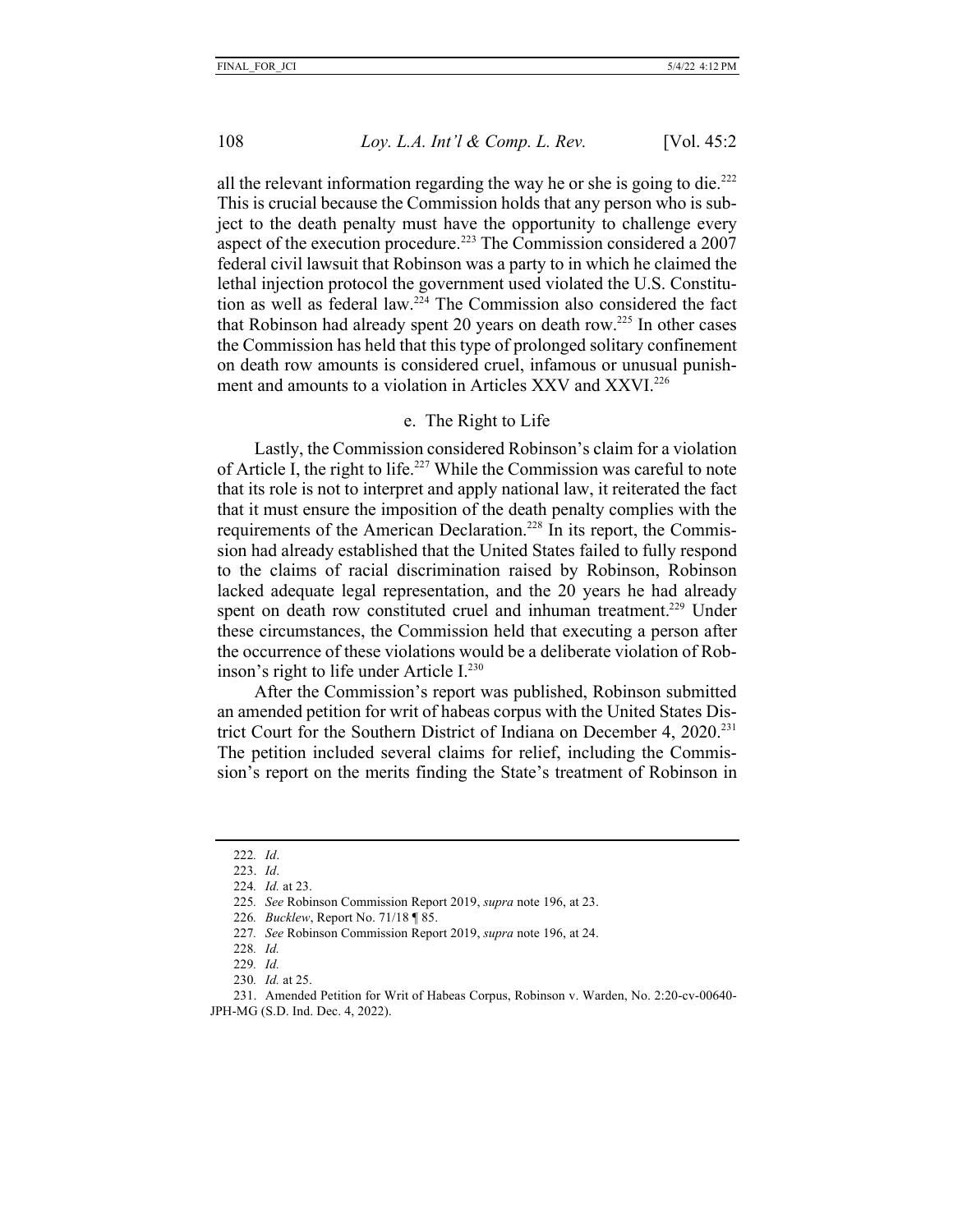all the relevant information regarding the way he or she is going to die.[222] This is crucial because the Commission holds that any person who is subject to the death penalty must have the opportunity to challenge every aspect of the execution procedure.[223] The Commission considered a 2007 federal civil lawsuit that Robinson was a party to in which he claimed the lethal injection protocol the government used violated the U.S. Constitution as well as federal law.[224] The Commission also considered the fact that Robinson had already spent 20 years on death row.[225] In other cases the Commission has held that this type of prolonged solitary confinement on death row amounts is considered cruel, infamous or unusual punishment and amounts to a violation in Articles XXV and XXVI.[226]

#### e. The Right to Life

Lastly, the Commission considered Robinson's claim for a violation of Article I, the right to life.[227] While the Commission was careful to note that its role is not to interpret and apply national law, it reiterated the fact that it must ensure the imposition of the death penalty complies with the requirements of the American Declaration.[228] In its report, the Commission had already established that the United States failed to fully respond to the claims of racial discrimination raised by Robinson, Robinson lacked adequate legal representation, and the 20 years he had already spent on death row constituted cruel and inhuman treatment.[229] Under these circumstances, the Commission held that executing a person after the occurrence of these violations would be a deliberate violation of Robinson's right to life under Article I.[230]

After the Commission's report was published, Robinson submitted an amended petition for writ of habeas corpus with the United States District Court for the Southern District of Indiana on December 4, 2020.[231] The petition included several claims for relief, including the Commission's report on the merits finding the State's treatment of Robinson in

---

222. *Id*.
223. *Id*.
224. *Id.* at 23.
225. *See* Robinson Commission Report 2019, *supra* note 196, at 23.
226. *Bucklew*, Report No. 71/18 ¶ 85.
227. *See* Robinson Commission Report 2019, *supra* note 196, at 24.
228. *Id.*
229. *Id.*
230. *Id.* at 25.
231. Amended Petition for Writ of Habeas Corpus, Robinson v. Warden, No. 2:20-cv-00640-JPH-MG (S.D. Ind. Dec. 4, 2022).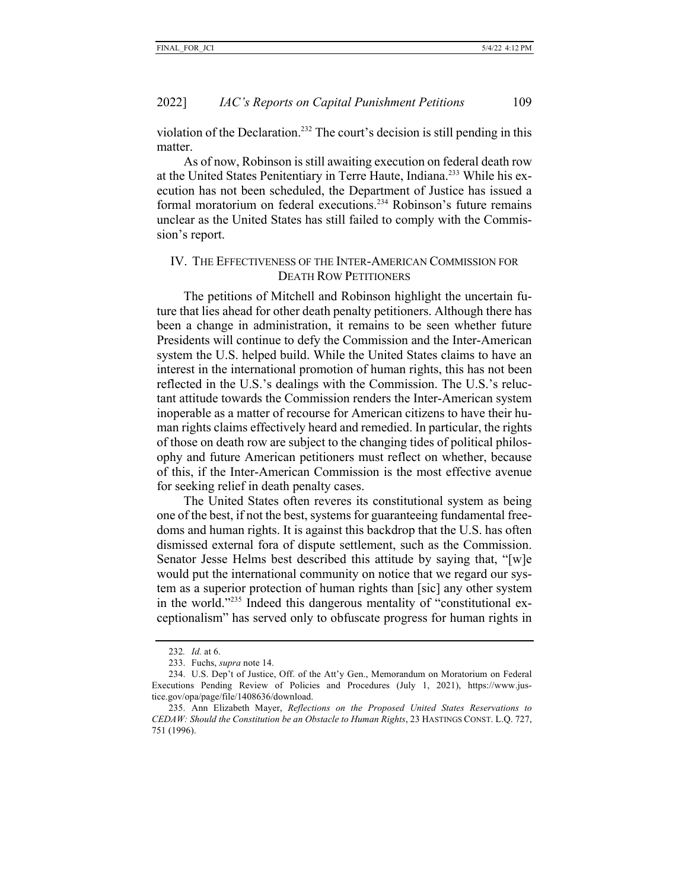violation of the Declaration.[232] The court's decision is still pending in this matter.

As of now, Robinson is still awaiting execution on federal death row at the United States Penitentiary in Terre Haute, Indiana.[233] While his execution has not been scheduled, the Department of Justice has issued a formal moratorium on federal executions.[234] Robinson's future remains unclear as the United States has still failed to comply with the Commission's report.

## IV. THE EFFECTIVENESS OF THE INTER-AMERICAN COMMISSION FOR DEATH ROW PETITIONERS

The petitions of Mitchell and Robinson highlight the uncertain future that lies ahead for other death penalty petitioners. Although there has been a change in administration, it remains to be seen whether future Presidents will continue to defy the Commission and the Inter-American system the U.S. helped build. While the United States claims to have an interest in the international promotion of human rights, this has not been reflected in the U.S.'s dealings with the Commission. The U.S.'s reluctant attitude towards the Commission renders the Inter-American system inoperable as a matter of recourse for American citizens to have their human rights claims effectively heard and remedied. In particular, the rights of those on death row are subject to the changing tides of political philosophy and future American petitioners must reflect on whether, because of this, if the Inter-American Commission is the most effective avenue for seeking relief in death penalty cases.

The United States often reveres its constitutional system as being one of the best, if not the best, systems for guaranteeing fundamental freedoms and human rights. It is against this backdrop that the U.S. has often dismissed external fora of dispute settlement, such as the Commission. Senator Jesse Helms best described this attitude by saying that, "[w]e would put the international community on notice that we regard our system as a superior protection of human rights than [sic] any other system in the world."[235] Indeed this dangerous mentality of "constitutional exceptionalism" has served only to obfuscate progress for human rights in

---

232. *Id.* at 6.

233. Fuchs, *supra* note 14.

234. U.S. Dep't of Justice, Off. of the Att'y Gen., Memorandum on Moratorium on Federal Executions Pending Review of Policies and Procedures (July 1, 2021), https://www.justice.gov/opa/page/file/1408636/download.

235. Ann Elizabeth Mayer, *Reflections on the Proposed United States Reservations to CEDAW: Should the Constitution be an Obstacle to Human Rights*, 23 HASTINGS CONST. L.Q. 727, 751 (1996).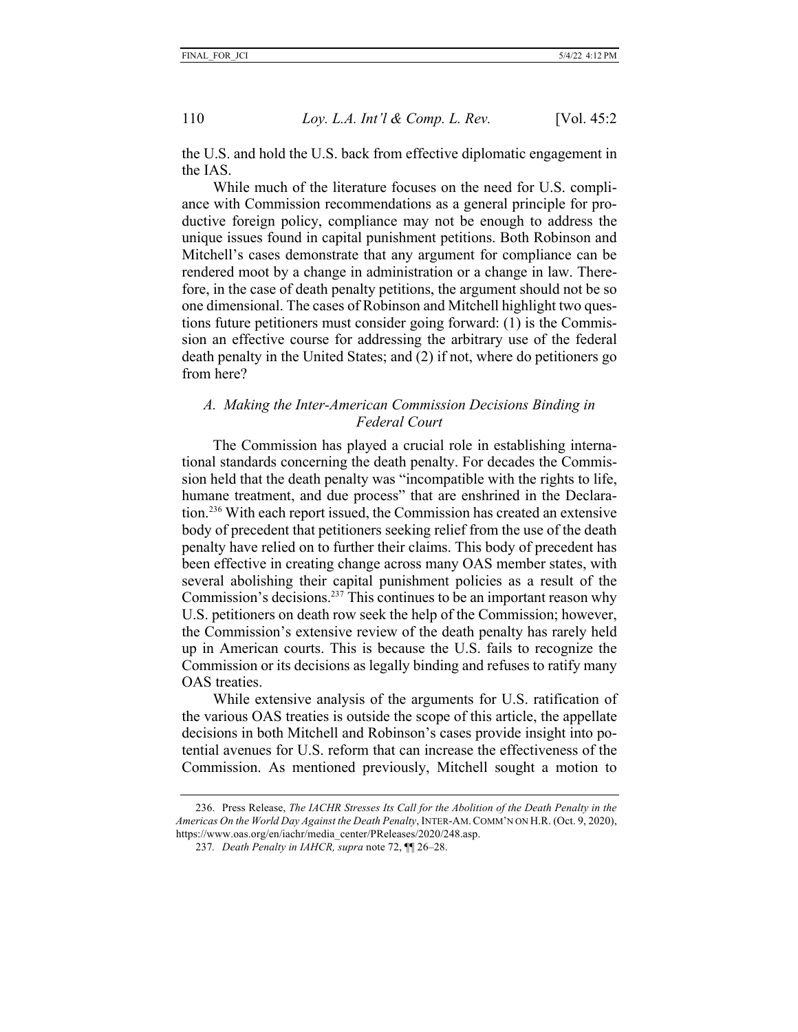the U.S. and hold the U.S. back from effective diplomatic engagement in the IAS.

While much of the literature focuses on the need for U.S. compliance with Commission recommendations as a general principle for productive foreign policy, compliance may not be enough to address the unique issues found in capital punishment petitions. Both Robinson and Mitchell's cases demonstrate that any argument for compliance can be rendered moot by a change in administration or a change in law. Therefore, in the case of death penalty petitions, the argument should not be so one dimensional. The cases of Robinson and Mitchell highlight two questions future petitioners must consider going forward: (1) is the Commission an effective course for addressing the arbitrary use of the federal death penalty in the United States; and (2) if not, where do petitioners go from here?

### *A. Making the Inter-American Commission Decisions Binding in Federal Court*

The Commission has played a crucial role in establishing international standards concerning the death penalty. For decades the Commission held that the death penalty was "incompatible with the rights to life, humane treatment, and due process" that are enshrined in the Declaration.[236] With each report issued, the Commission has created an extensive body of precedent that petitioners seeking relief from the use of the death penalty have relied on to further their claims. This body of precedent has been effective in creating change across many OAS member states, with several abolishing their capital punishment policies as a result of the Commission's decisions.[237] This continues to be an important reason why U.S. petitioners on death row seek the help of the Commission; however, the Commission's extensive review of the death penalty has rarely held up in American courts. This is because the U.S. fails to recognize the Commission or its decisions as legally binding and refuses to ratify many OAS treaties.

While extensive analysis of the arguments for U.S. ratification of the various OAS treaties is outside the scope of this article, the appellate decisions in both Mitchell and Robinson's cases provide insight into potential avenues for U.S. reform that can increase the effectiveness of the Commission. As mentioned previously, Mitchell sought a motion to

---

236. Press Release, *The IACHR Stresses Its Call for the Abolition of the Death Penalty in the Americas On the World Day Against the Death Penalty*, INTER-AM. COMM'N ON H.R. (Oct. 9, 2020), https://www.oas.org/en/iachr/media_center/PReleases/2020/248.asp.

237. *Death Penalty in IAHCR, supra* note 72, ¶¶ 26–28.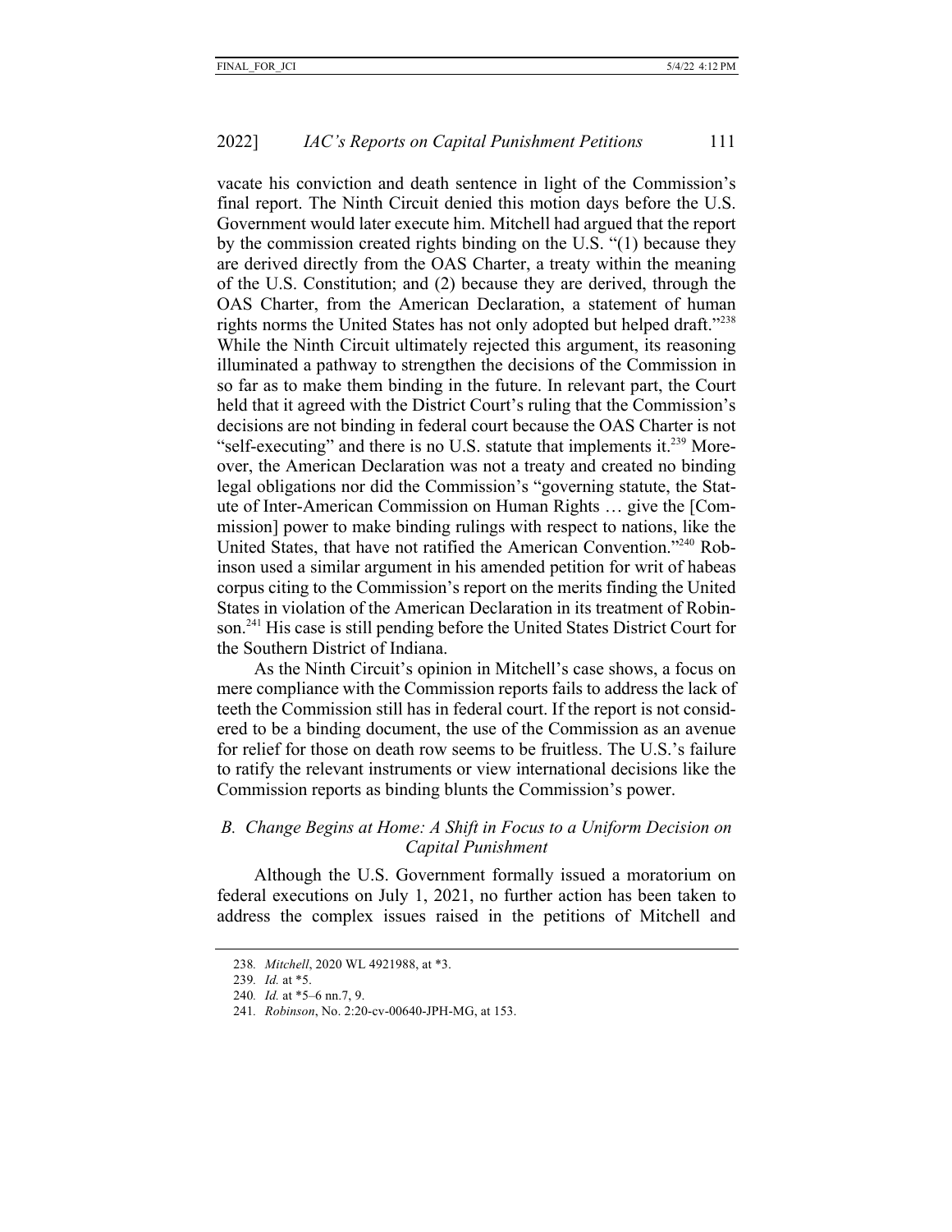vacate his conviction and death sentence in light of the Commission's final report. The Ninth Circuit denied this motion days before the U.S. Government would later execute him. Mitchell had argued that the report by the commission created rights binding on the U.S. "(1) because they are derived directly from the OAS Charter, a treaty within the meaning of the U.S. Constitution; and (2) because they are derived, through the OAS Charter, from the American Declaration, a statement of human rights norms the United States has not only adopted but helped draft."[238] While the Ninth Circuit ultimately rejected this argument, its reasoning illuminated a pathway to strengthen the decisions of the Commission in so far as to make them binding in the future. In relevant part, the Court held that it agreed with the District Court's ruling that the Commission's decisions are not binding in federal court because the OAS Charter is not "self-executing" and there is no U.S. statute that implements it.[239] Moreover, the American Declaration was not a treaty and created no binding legal obligations nor did the Commission's "governing statute, the Statute of Inter-American Commission on Human Rights … give the [Commission] power to make binding rulings with respect to nations, like the United States, that have not ratified the American Convention."[240] Robinson used a similar argument in his amended petition for writ of habeas corpus citing to the Commission's report on the merits finding the United States in violation of the American Declaration in its treatment of Robinson.[241] His case is still pending before the United States District Court for the Southern District of Indiana.

As the Ninth Circuit's opinion in Mitchell's case shows, a focus on mere compliance with the Commission reports fails to address the lack of teeth the Commission still has in federal court. If the report is not considered to be a binding document, the use of the Commission as an avenue for relief for those on death row seems to be fruitless. The U.S.'s failure to ratify the relevant instruments or view international decisions like the Commission reports as binding blunts the Commission's power.

### *B. Change Begins at Home: A Shift in Focus to a Uniform Decision on Capital Punishment*

Although the U.S. Government formally issued a moratorium on federal executions on July 1, 2021, no further action has been taken to address the complex issues raised in the petitions of Mitchell and

---

238. *Mitchell*, 2020 WL 4921988, at *3.

239. *Id.* at *5.

240. *Id.* at *5–6 nn.7, 9.

241. *Robinson*, No. 2:20-cv-00640-JPH-MG, at 153.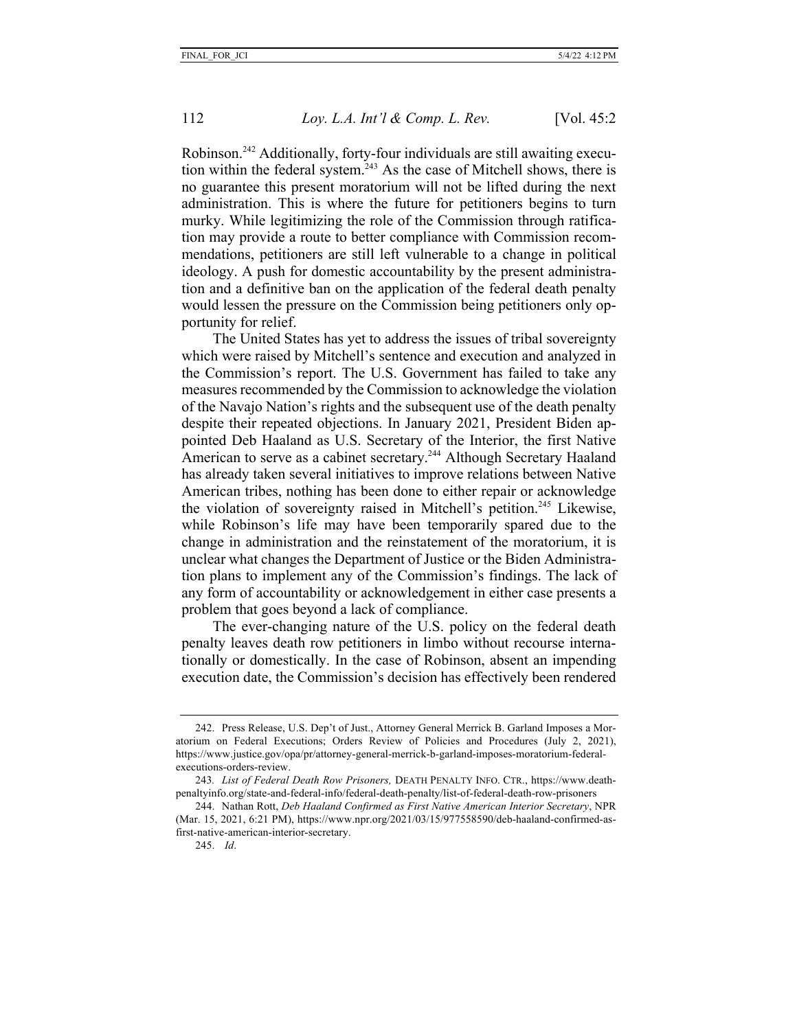Robinson.[242] Additionally, forty-four individuals are still awaiting execution within the federal system.[243] As the case of Mitchell shows, there is no guarantee this present moratorium will not be lifted during the next administration. This is where the future for petitioners begins to turn murky. While legitimizing the role of the Commission through ratification may provide a route to better compliance with Commission recommendations, petitioners are still left vulnerable to a change in political ideology. A push for domestic accountability by the present administration and a definitive ban on the application of the federal death penalty would lessen the pressure on the Commission being petitioners only opportunity for relief.

The United States has yet to address the issues of tribal sovereignty which were raised by Mitchell's sentence and execution and analyzed in the Commission's report. The U.S. Government has failed to take any measures recommended by the Commission to acknowledge the violation of the Navajo Nation's rights and the subsequent use of the death penalty despite their repeated objections. In January 2021, President Biden appointed Deb Haaland as U.S. Secretary of the Interior, the first Native American to serve as a cabinet secretary.[244] Although Secretary Haaland has already taken several initiatives to improve relations between Native American tribes, nothing has been done to either repair or acknowledge the violation of sovereignty raised in Mitchell's petition.[245] Likewise, while Robinson's life may have been temporarily spared due to the change in administration and the reinstatement of the moratorium, it is unclear what changes the Department of Justice or the Biden Administration plans to implement any of the Commission's findings. The lack of any form of accountability or acknowledgement in either case presents a problem that goes beyond a lack of compliance.

The ever-changing nature of the U.S. policy on the federal death penalty leaves death row petitioners in limbo without recourse internationally or domestically. In the case of Robinson, absent an impending execution date, the Commission's decision has effectively been rendered

---

242. Press Release, U.S. Dep't of Just., Attorney General Merrick B. Garland Imposes a Moratorium on Federal Executions; Orders Review of Policies and Procedures (July 2, 2021), https://www.justice.gov/opa/pr/attorney-general-merrick-b-garland-imposes-moratorium-federal-executions-orders-review.

243. *List of Federal Death Row Prisoners,* DEATH PENALTY INFO. CTR., https://www.deathpenaltyinfo.org/state-and-federal-info/federal-death-penalty/list-of-federal-death-row-prisoners

244. Nathan Rott, *Deb Haaland Confirmed as First Native American Interior Secretary*, NPR (Mar. 15, 2021, 6:21 PM), https://www.npr.org/2021/03/15/977558590/deb-haaland-confirmed-as-first-native-american-interior-secretary.

245. *Id*.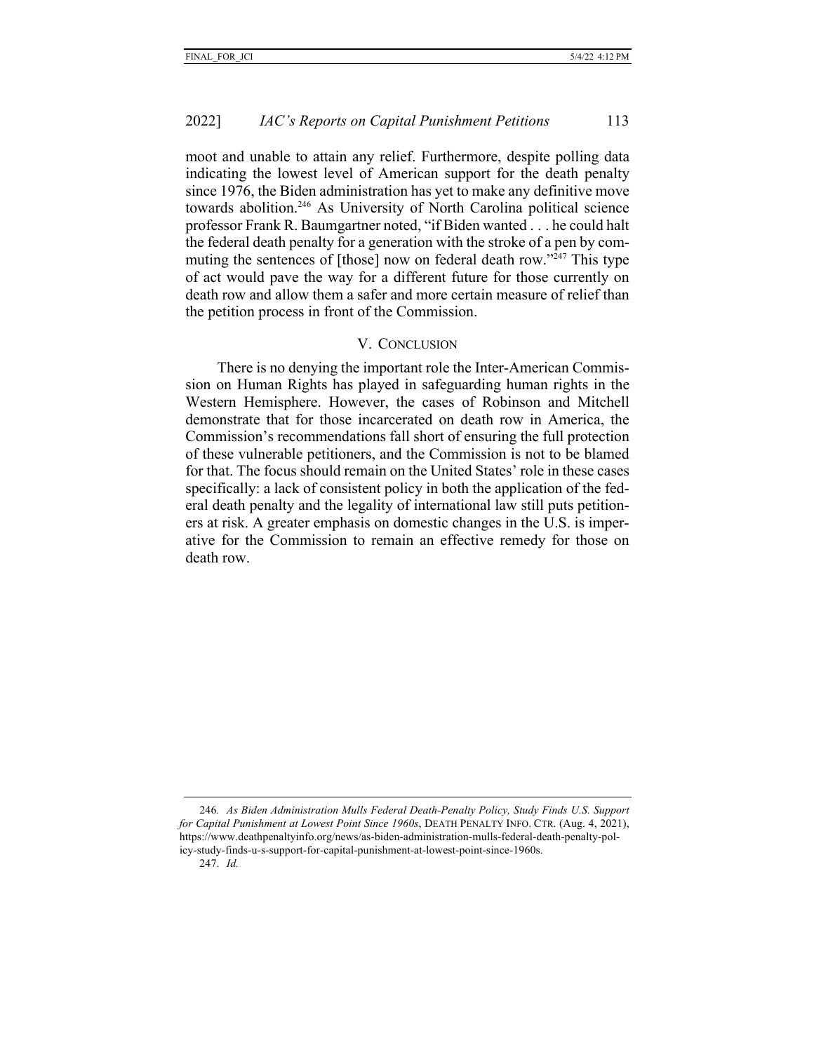moot and unable to attain any relief. Furthermore, despite polling data indicating the lowest level of American support for the death penalty since 1976, the Biden administration has yet to make any definitive move towards abolition.[246] As University of North Carolina political science professor Frank R. Baumgartner noted, "if Biden wanted . . . he could halt the federal death penalty for a generation with the stroke of a pen by commuting the sentences of [those] now on federal death row."[247] This type of act would pave the way for a different future for those currently on death row and allow them a safer and more certain measure of relief than the petition process in front of the Commission.

## V. Conclusion

There is no denying the important role the Inter-American Commission on Human Rights has played in safeguarding human rights in the Western Hemisphere. However, the cases of Robinson and Mitchell demonstrate that for those incarcerated on death row in America, the Commission's recommendations fall short of ensuring the full protection of these vulnerable petitioners, and the Commission is not to be blamed for that. The focus should remain on the United States' role in these cases specifically: a lack of consistent policy in both the application of the federal death penalty and the legality of international law still puts petitioners at risk. A greater emphasis on domestic changes in the U.S. is imperative for the Commission to remain an effective remedy for those on death row.

---

246. *As Biden Administration Mulls Federal Death-Penalty Policy, Study Finds U.S. Support for Capital Punishment at Lowest Point Since 1960s*, DEATH PENALTY INFO. CTR. (Aug. 4, 2021), https://www.deathpenaltyinfo.org/news/as-biden-administration-mulls-federal-death-penalty-policy-study-finds-u-s-support-for-capital-punishment-at-lowest-point-since-1960s.

247. *Id.*